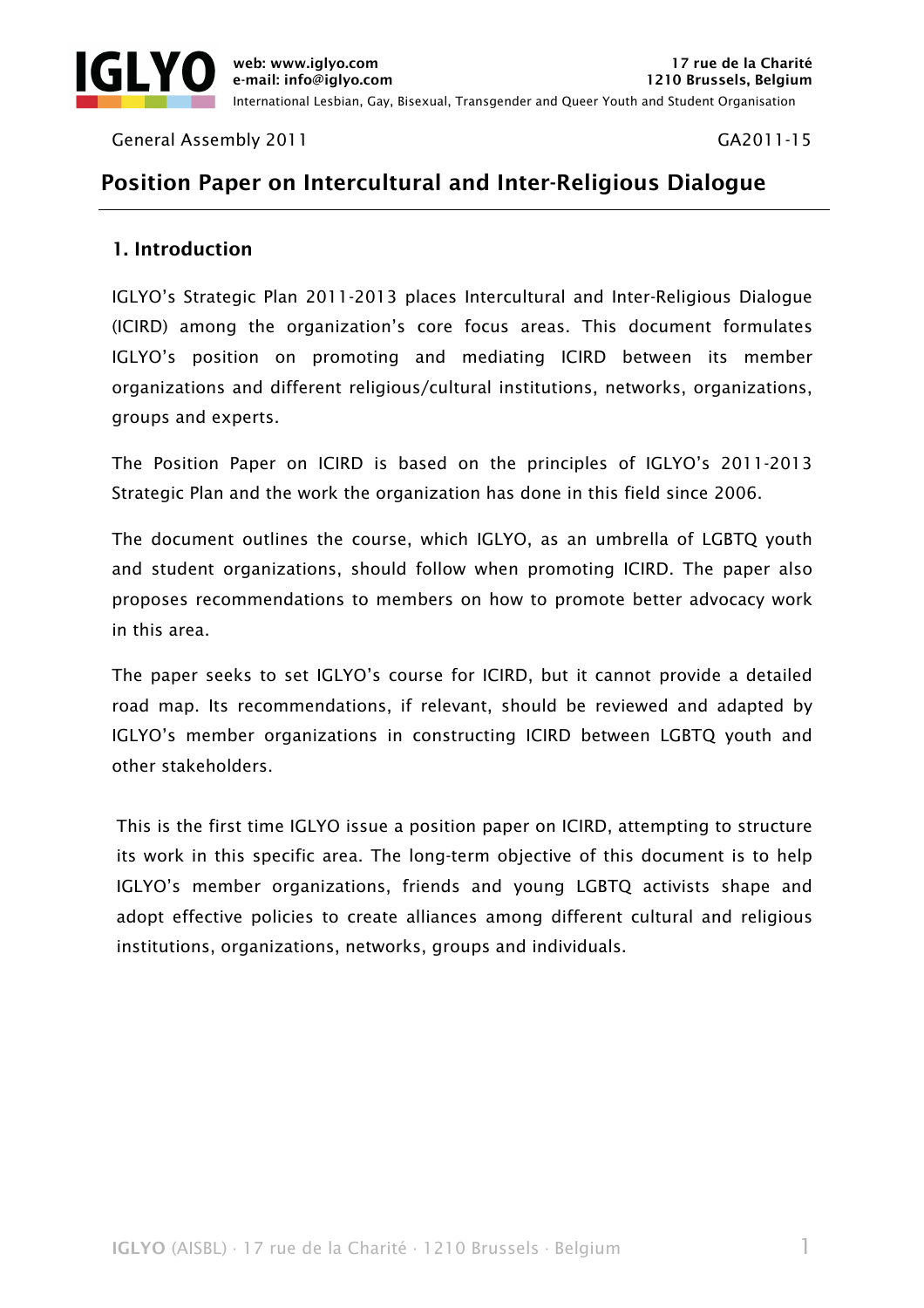General Assembly 2011 GA2011-15

# Position Paper on Intercultural and Inter-Religious Dialogue

## 1. Introduction

IGLYO's Strategic Plan 2011-2013 places Intercultural and Inter-Religious Dialogue (ICIRD) among the organization's core focus areas. This document formulates IGLYO's position on promoting and mediating ICIRD between its member organizations and different religious/cultural institutions, networks, organizations, groups and experts.

The Position Paper on ICIRD is based on the principles of IGLYO's 2011-2013 Strategic Plan and the work the organization has done in this field since 2006.

The document outlines the course, which IGLYO, as an umbrella of LGBTQ youth and student organizations, should follow when promoting ICIRD. The paper also proposes recommendations to members on how to promote better advocacy work in this area.

The paper seeks to set IGLYO's course for ICIRD, but it cannot provide a detailed road map. Its recommendations, if relevant, should be reviewed and adapted by IGLYO's member organizations in constructing ICIRD between LGBTQ youth and other stakeholders.

This is the first time IGLYO issue a position paper on ICIRD, attempting to structure its work in this specific area. The long-term objective of this document is to help IGLYO's member organizations, friends and young LGBTQ activists shape and adopt effective policies to create alliances among different cultural and religious institutions, organizations, networks, groups and individuals.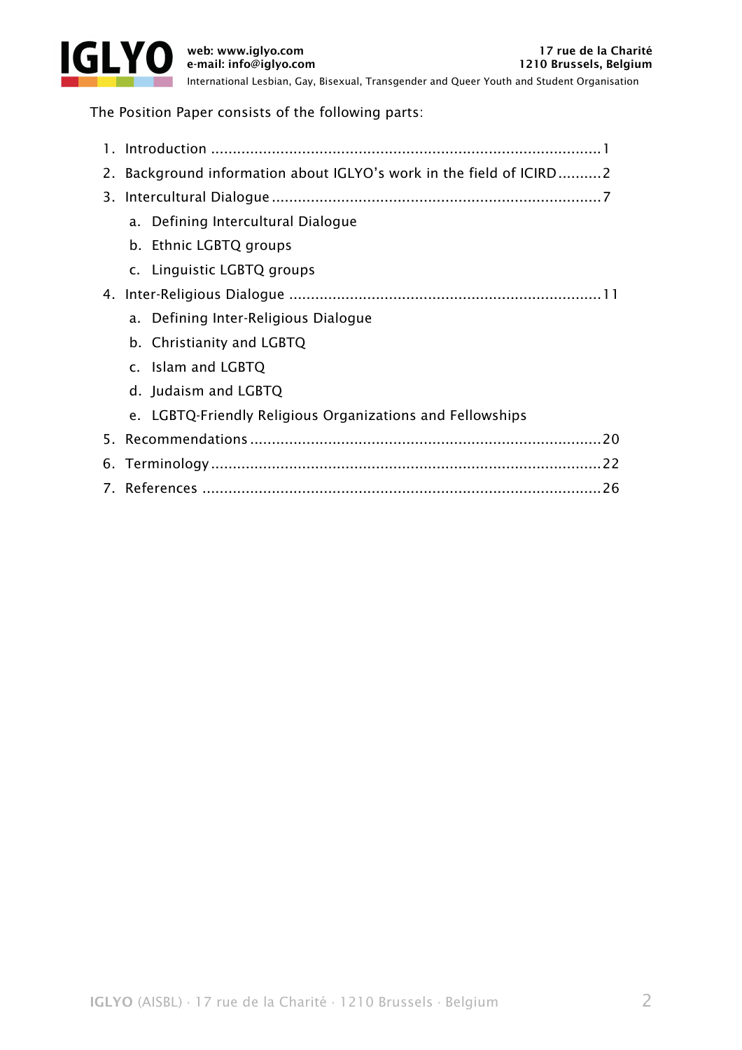The Position Paper consists of the following parts:

1. Introduction ..........................................................................................1
2. Background information about IGLYO's work in the field of ICIRD..........2
3. Intercultural Dialogue ............................................................................7
   a. Defining Intercultural Dialogue
   b. Ethnic LGBTQ groups
   c. Linguistic LGBTQ groups
4. Inter-Religious Dialogue ........................................................................11
   a. Defining Inter-Religious Dialogue
   b. Christianity and LGBTQ
   c. Islam and LGBTQ
   d. Judaism and LGBTQ
   e. LGBTQ-Friendly Religious Organizations and Fellowships
5. Recommendations .................................................................................20
6. Terminology ..........................................................................................22
7. References ...........................................................................................26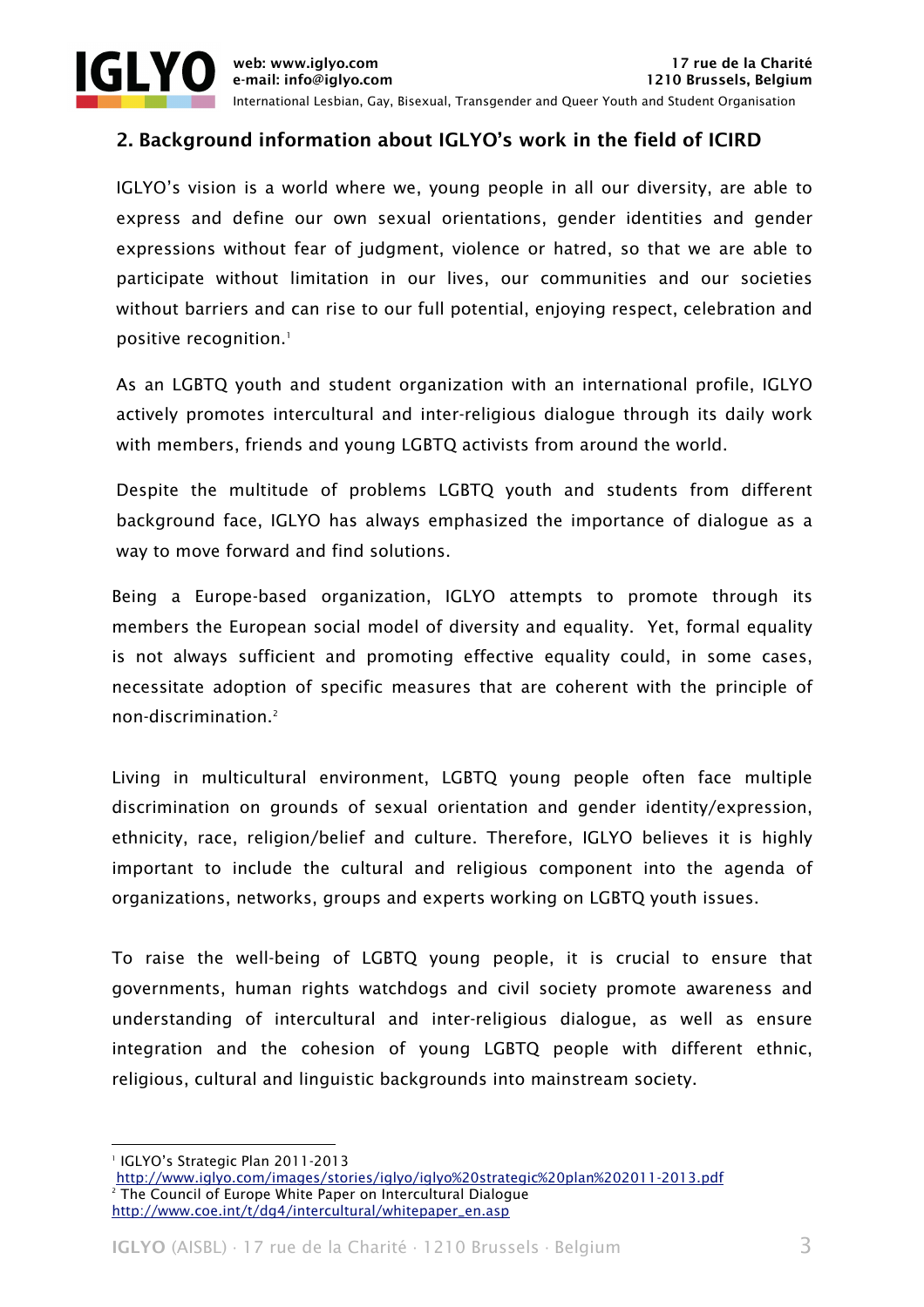## 2. Background information about IGLYO's work in the field of ICIRD

IGLYO's vision is a world where we, young people in all our diversity, are able to express and define our own sexual orientations, gender identities and gender expressions without fear of judgment, violence or hatred, so that we are able to participate without limitation in our lives, our communities and our societies without barriers and can rise to our full potential, enjoying respect, celebration and positive recognition.[1]

As an LGBTQ youth and student organization with an international profile, IGLYO actively promotes intercultural and inter-religious dialogue through its daily work with members, friends and young LGBTQ activists from around the world.

Despite the multitude of problems LGBTQ youth and students from different background face, IGLYO has always emphasized the importance of dialogue as a way to move forward and find solutions.

Being a Europe-based organization, IGLYO attempts to promote through its members the European social model of diversity and equality. Yet, formal equality is not always sufficient and promoting effective equality could, in some cases, necessitate adoption of specific measures that are coherent with the principle of non-discrimination.[2]

Living in multicultural environment, LGBTQ young people often face multiple discrimination on grounds of sexual orientation and gender identity/expression, ethnicity, race, religion/belief and culture. Therefore, IGLYO believes it is highly important to include the cultural and religious component into the agenda of organizations, networks, groups and experts working on LGBTQ youth issues.

To raise the well-being of LGBTQ young people, it is crucial to ensure that governments, human rights watchdogs and civil society promote awareness and understanding of intercultural and inter-religious dialogue, as well as ensure integration and the cohesion of young LGBTQ people with different ethnic, religious, cultural and linguistic backgrounds into mainstream society.

---

[1] IGLYO's Strategic Plan 2011-2013 http://www.iglyo.com/images/stories/iglyo/iglyo%20strategic%20plan%202011-2013.pdf

[2] The Council of Europe White Paper on Intercultural Dialogue http://www.coe.int/t/dg4/intercultural/whitepaper_en.asp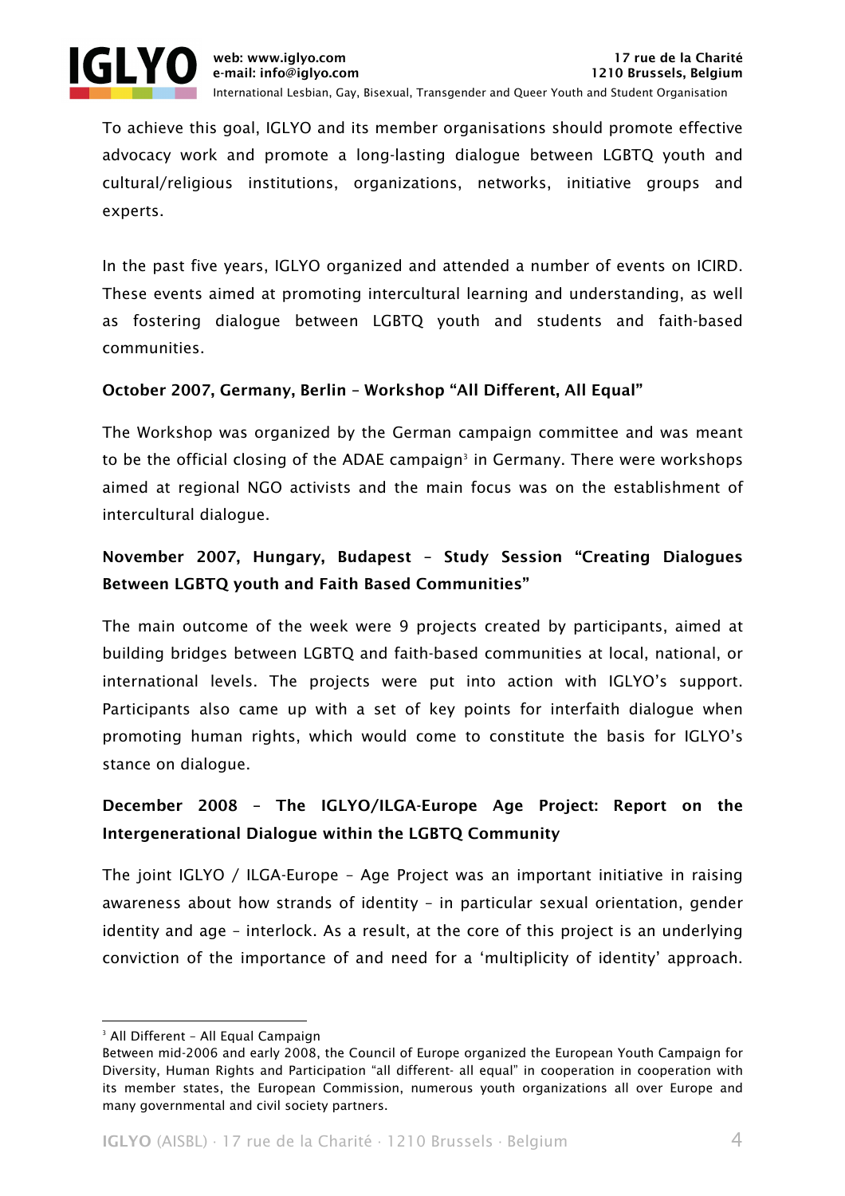To achieve this goal, IGLYO and its member organisations should promote effective advocacy work and promote a long-lasting dialogue between LGBTQ youth and cultural/religious institutions, organizations, networks, initiative groups and experts.

In the past five years, IGLYO organized and attended a number of events on ICIRD. These events aimed at promoting intercultural learning and understanding, as well as fostering dialogue between LGBTQ youth and students and faith-based communities.

**October 2007, Germany, Berlin – Workshop "All Different, All Equal"**

The Workshop was organized by the German campaign committee and was meant to be the official closing of the ADAE campaign[3] in Germany. There were workshops aimed at regional NGO activists and the main focus was on the establishment of intercultural dialogue.

**November 2007, Hungary, Budapest – Study Session "Creating Dialogues Between LGBTQ youth and Faith Based Communities"**

The main outcome of the week were 9 projects created by participants, aimed at building bridges between LGBTQ and faith-based communities at local, national, or international levels. The projects were put into action with IGLYO's support. Participants also came up with a set of key points for interfaith dialogue when promoting human rights, which would come to constitute the basis for IGLYO's stance on dialogue.

**December 2008 – The IGLYO/ILGA-Europe Age Project: Report on the Intergenerational Dialogue within the LGBTQ Community**

The joint IGLYO / ILGA-Europe – Age Project was an important initiative in raising awareness about how strands of identity – in particular sexual orientation, gender identity and age – interlock. As a result, at the core of this project is an underlying conviction of the importance of and need for a 'multiplicity of identity' approach.

---

[3] All Different – All Equal Campaign

Between mid-2006 and early 2008, the Council of Europe organized the European Youth Campaign for Diversity, Human Rights and Participation "all different- all equal" in cooperation in cooperation with its member states, the European Commission, numerous youth organizations all over Europe and many governmental and civil society partners.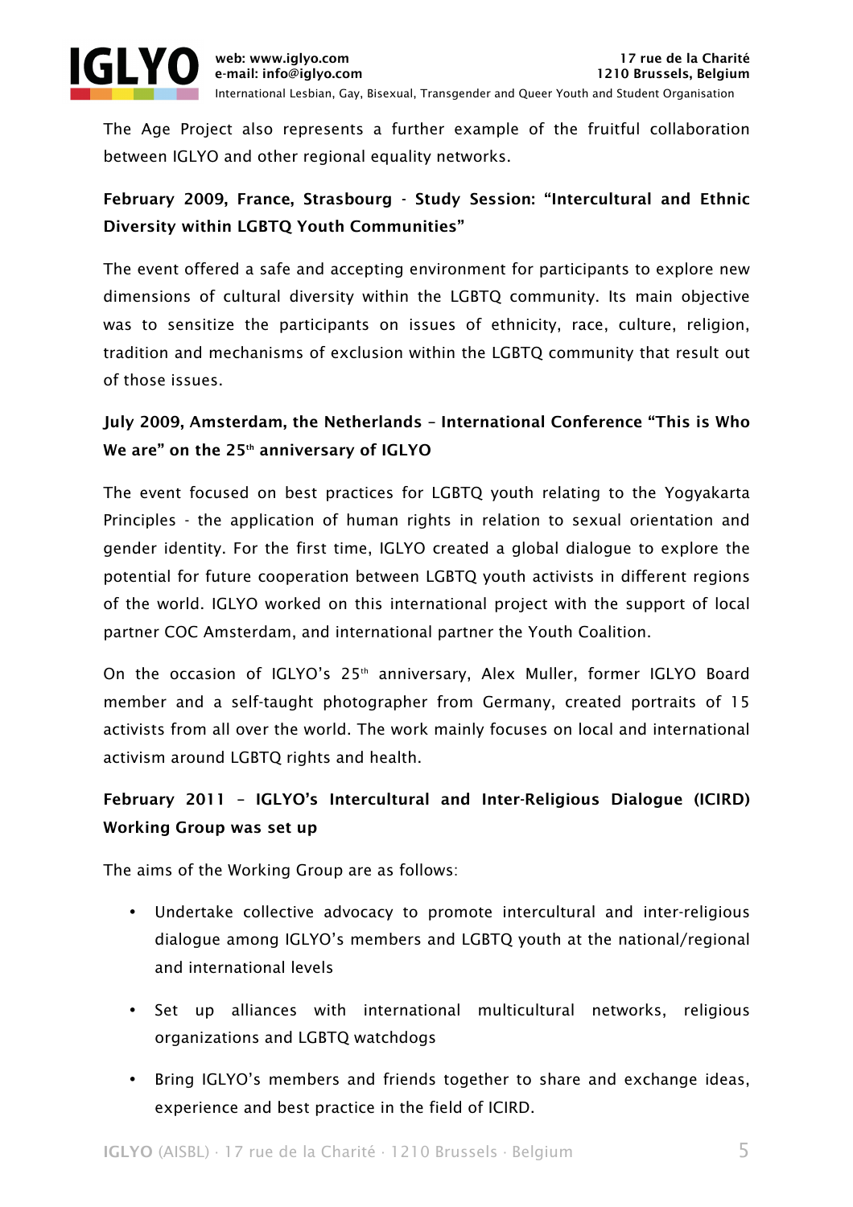The Age Project also represents a further example of the fruitful collaboration between IGLYO and other regional equality networks.

**February 2009, France, Strasbourg - Study Session: "Intercultural and Ethnic Diversity within LGBTQ Youth Communities"**

The event offered a safe and accepting environment for participants to explore new dimensions of cultural diversity within the LGBTQ community. Its main objective was to sensitize the participants on issues of ethnicity, race, culture, religion, tradition and mechanisms of exclusion within the LGBTQ community that result out of those issues.

**July 2009, Amsterdam, the Netherlands – International Conference "This is Who We are" on the 25th anniversary of IGLYO**

The event focused on best practices for LGBTQ youth relating to the Yogyakarta Principles - the application of human rights in relation to sexual orientation and gender identity. For the first time, IGLYO created a global dialogue to explore the potential for future cooperation between LGBTQ youth activists in different regions of the world. IGLYO worked on this international project with the support of local partner COC Amsterdam, and international partner the Youth Coalition.

On the occasion of IGLYO's 25th anniversary, Alex Muller, former IGLYO Board member and a self-taught photographer from Germany, created portraits of 15 activists from all over the world. The work mainly focuses on local and international activism around LGBTQ rights and health.

**February 2011 – IGLYO's Intercultural and Inter-Religious Dialogue (ICIRD) Working Group was set up**

The aims of the Working Group are as follows:

- Undertake collective advocacy to promote intercultural and inter-religious dialogue among IGLYO's members and LGBTQ youth at the national/regional and international levels
- Set up alliances with international multicultural networks, religious organizations and LGBTQ watchdogs
- Bring IGLYO's members and friends together to share and exchange ideas, experience and best practice in the field of ICIRD.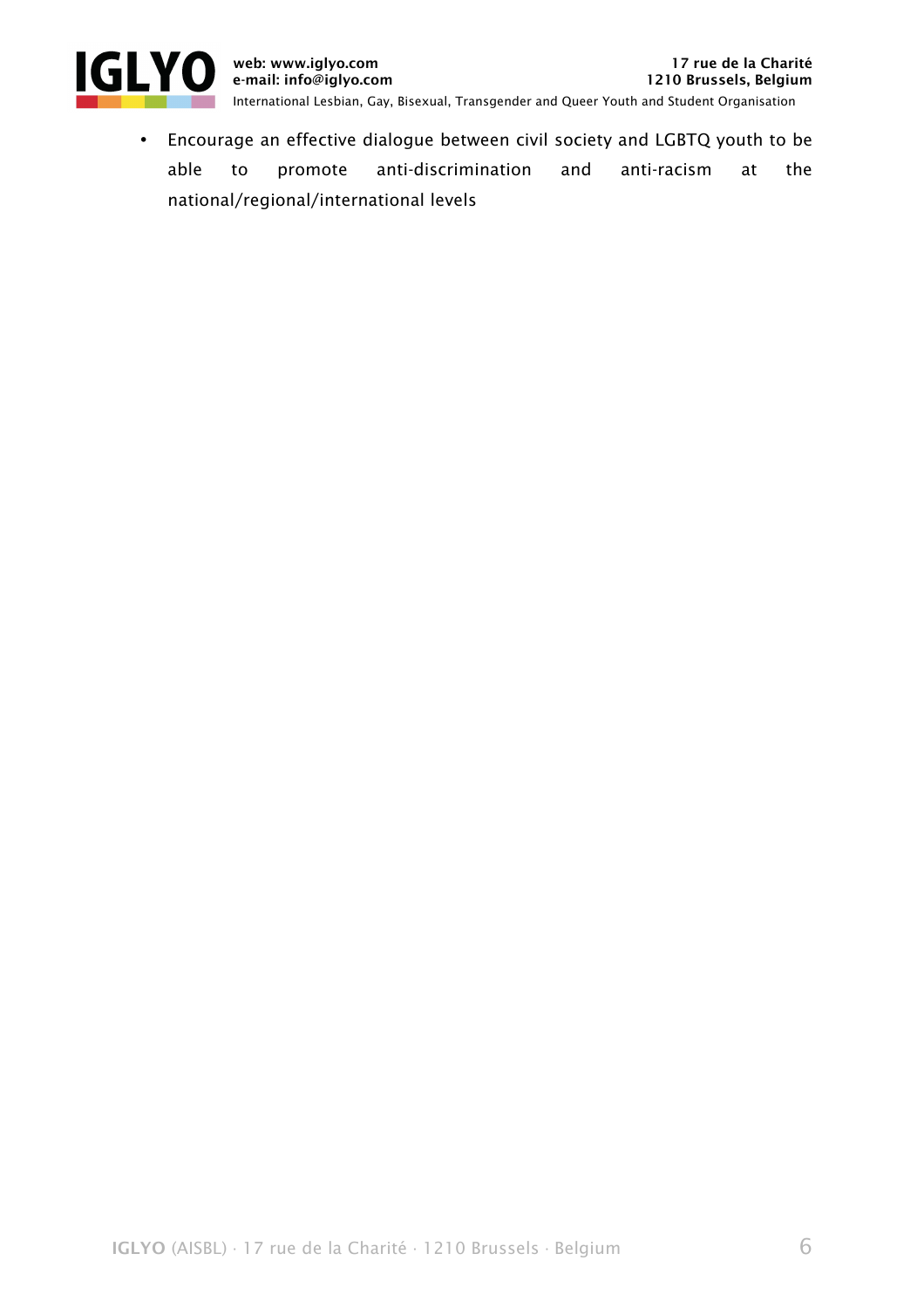- Encourage an effective dialogue between civil society and LGBTQ youth to be able to promote anti-discrimination and anti-racism at the national/regional/international levels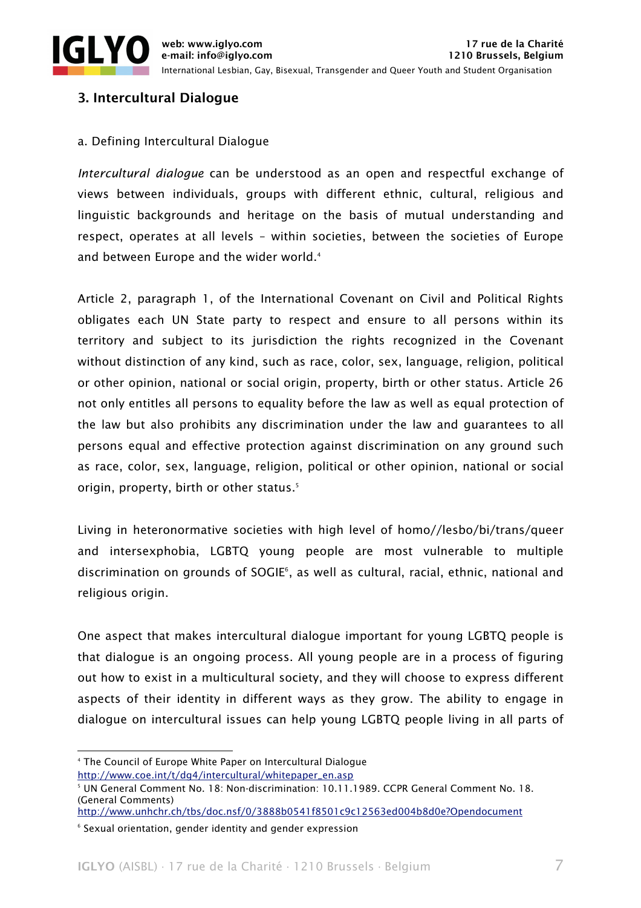## 3. Intercultural Dialogue

a. Defining Intercultural Dialogue

*Intercultural dialogue* can be understood as an open and respectful exchange of views between individuals, groups with different ethnic, cultural, religious and linguistic backgrounds and heritage on the basis of mutual understanding and respect, operates at all levels – within societies, between the societies of Europe and between Europe and the wider world.[4]

Article 2, paragraph 1, of the International Covenant on Civil and Political Rights obligates each UN State party to respect and ensure to all persons within its territory and subject to its jurisdiction the rights recognized in the Covenant without distinction of any kind, such as race, color, sex, language, religion, political or other opinion, national or social origin, property, birth or other status. Article 26 not only entitles all persons to equality before the law as well as equal protection of the law but also prohibits any discrimination under the law and guarantees to all persons equal and effective protection against discrimination on any ground such as race, color, sex, language, religion, political or other opinion, national or social origin, property, birth or other status.[5]

Living in heteronormative societies with high level of homo//lesbo/bi/trans/queer and intersexphobia, LGBTQ young people are most vulnerable to multiple discrimination on grounds of SOGIE[6], as well as cultural, racial, ethnic, national and religious origin.

One aspect that makes intercultural dialogue important for young LGBTQ people is that dialogue is an ongoing process. All young people are in a process of figuring out how to exist in a multicultural society, and they will choose to express different aspects of their identity in different ways as they grow. The ability to engage in dialogue on intercultural issues can help young LGBTQ people living in all parts of

---

[4] The Council of Europe White Paper on Intercultural Dialogue http://www.coe.int/t/dg4/intercultural/whitepaper_en.asp

[5] UN General Comment No. 18: Non-discrimination: 10.11.1989. CCPR General Comment No. 18. (General Comments) http://www.unhchr.ch/tbs/doc.nsf/0/3888b0541f8501c9c12563ed004b8d0e?Opendocument

[6] Sexual orientation, gender identity and gender expression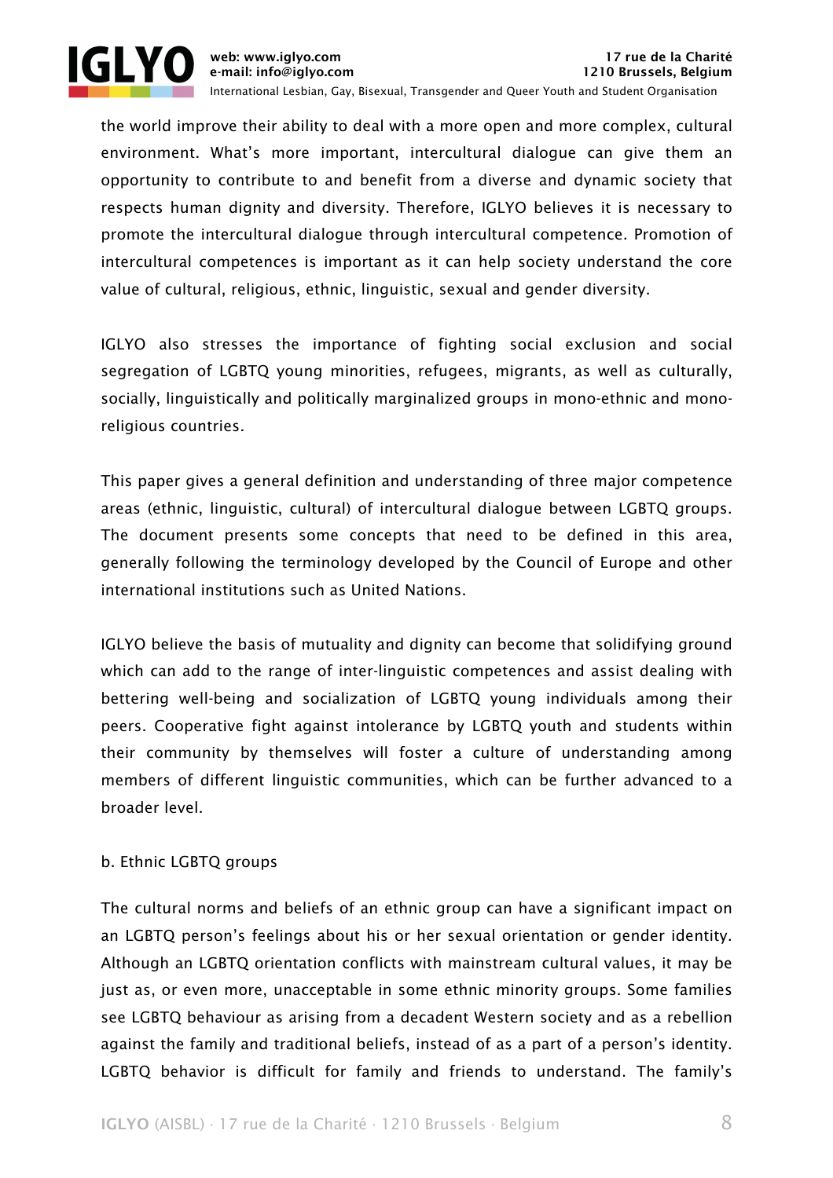the world improve their ability to deal with a more open and more complex, cultural environment. What's more important, intercultural dialogue can give them an opportunity to contribute to and benefit from a diverse and dynamic society that respects human dignity and diversity. Therefore, IGLYO believes it is necessary to promote the intercultural dialogue through intercultural competence. Promotion of intercultural competences is important as it can help society understand the core value of cultural, religious, ethnic, linguistic, sexual and gender diversity.

IGLYO also stresses the importance of fighting social exclusion and social segregation of LGBTQ young minorities, refugees, migrants, as well as culturally, socially, linguistically and politically marginalized groups in mono-ethnic and mono-religious countries.

This paper gives a general definition and understanding of three major competence areas (ethnic, linguistic, cultural) of intercultural dialogue between LGBTQ groups. The document presents some concepts that need to be defined in this area, generally following the terminology developed by the Council of Europe and other international institutions such as United Nations.

IGLYO believe the basis of mutuality and dignity can become that solidifying ground which can add to the range of inter-linguistic competences and assist dealing with bettering well-being and socialization of LGBTQ young individuals among their peers. Cooperative fight against intolerance by LGBTQ youth and students within their community by themselves will foster a culture of understanding among members of different linguistic communities, which can be further advanced to a broader level.

b. Ethnic LGBTQ groups

The cultural norms and beliefs of an ethnic group can have a significant impact on an LGBTQ person's feelings about his or her sexual orientation or gender identity. Although an LGBTQ orientation conflicts with mainstream cultural values, it may be just as, or even more, unacceptable in some ethnic minority groups. Some families see LGBTQ behaviour as arising from a decadent Western society and as a rebellion against the family and traditional beliefs, instead of as a part of a person's identity. LGBTQ behavior is difficult for family and friends to understand. The family's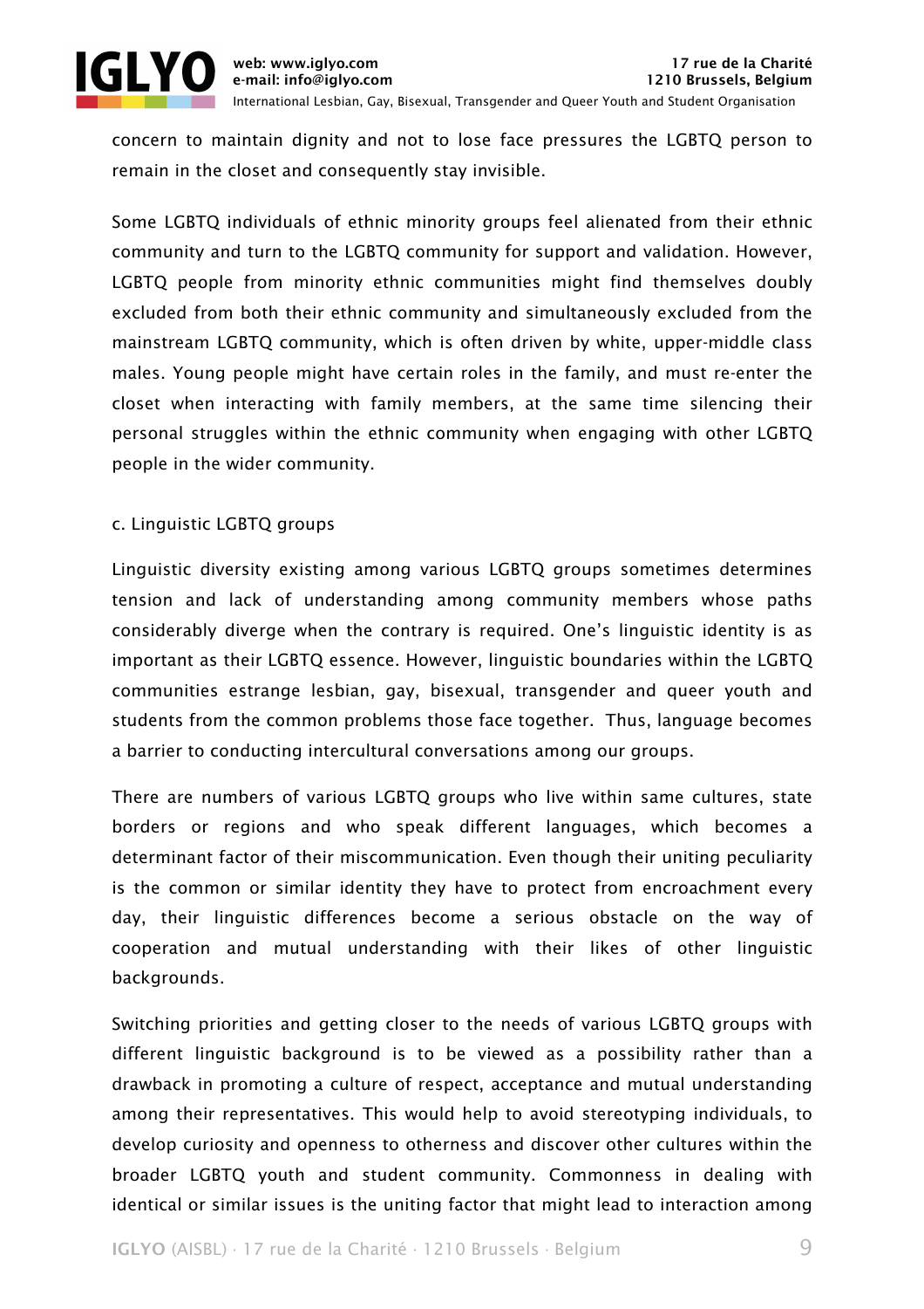concern to maintain dignity and not to lose face pressures the LGBTQ person to remain in the closet and consequently stay invisible.

Some LGBTQ individuals of ethnic minority groups feel alienated from their ethnic community and turn to the LGBTQ community for support and validation. However, LGBTQ people from minority ethnic communities might find themselves doubly excluded from both their ethnic community and simultaneously excluded from the mainstream LGBTQ community, which is often driven by white, upper-middle class males. Young people might have certain roles in the family, and must re-enter the closet when interacting with family members, at the same time silencing their personal struggles within the ethnic community when engaging with other LGBTQ people in the wider community.

c. Linguistic LGBTQ groups

Linguistic diversity existing among various LGBTQ groups sometimes determines tension and lack of understanding among community members whose paths considerably diverge when the contrary is required. One's linguistic identity is as important as their LGBTQ essence. However, linguistic boundaries within the LGBTQ communities estrange lesbian, gay, bisexual, transgender and queer youth and students from the common problems those face together. Thus, language becomes a barrier to conducting intercultural conversations among our groups.

There are numbers of various LGBTQ groups who live within same cultures, state borders or regions and who speak different languages, which becomes a determinant factor of their miscommunication. Even though their uniting peculiarity is the common or similar identity they have to protect from encroachment every day, their linguistic differences become a serious obstacle on the way of cooperation and mutual understanding with their likes of other linguistic backgrounds.

Switching priorities and getting closer to the needs of various LGBTQ groups with different linguistic background is to be viewed as a possibility rather than a drawback in promoting a culture of respect, acceptance and mutual understanding among their representatives. This would help to avoid stereotyping individuals, to develop curiosity and openness to otherness and discover other cultures within the broader LGBTQ youth and student community. Commonness in dealing with identical or similar issues is the uniting factor that might lead to interaction among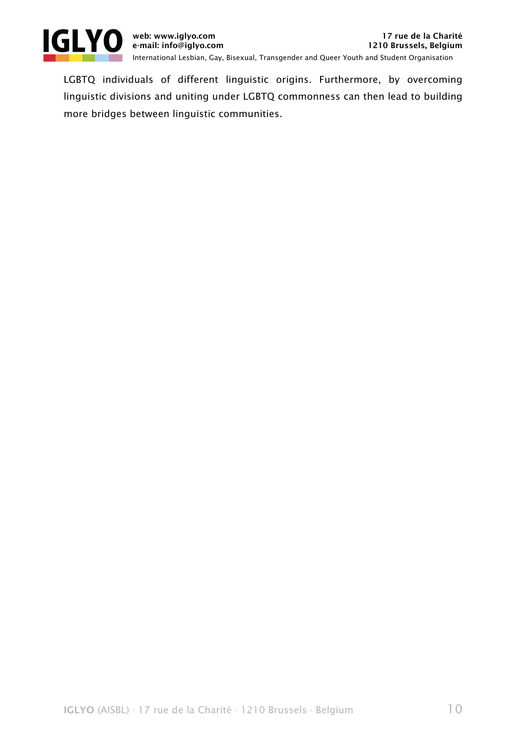LGBTQ individuals of different linguistic origins. Furthermore, by overcoming linguistic divisions and uniting under LGBTQ commonness can then lead to building more bridges between linguistic communities.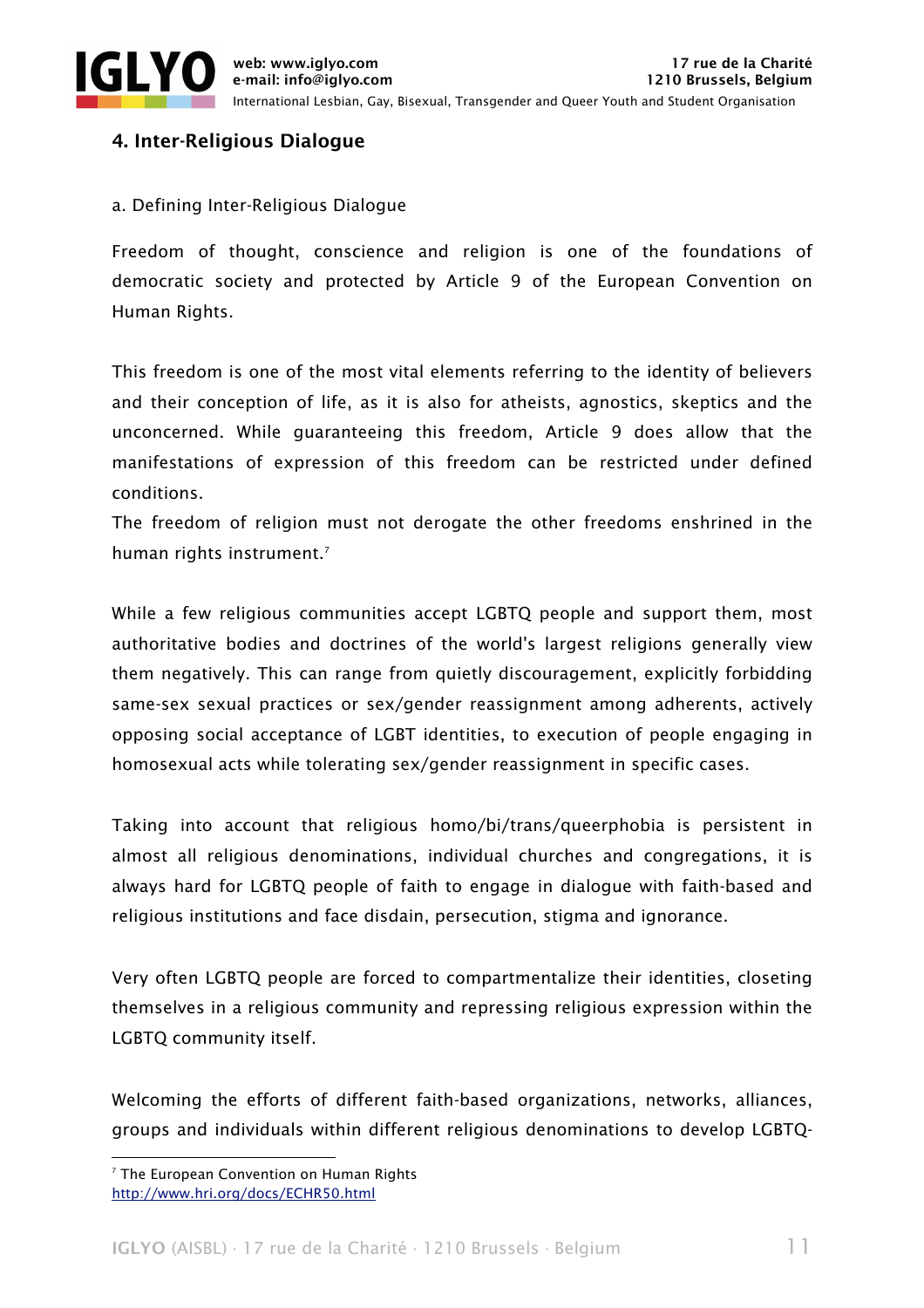## 4. Inter-Religious Dialogue

a. Defining Inter-Religious Dialogue

Freedom of thought, conscience and religion is one of the foundations of democratic society and protected by Article 9 of the European Convention on Human Rights.

This freedom is one of the most vital elements referring to the identity of believers and their conception of life, as it is also for atheists, agnostics, skeptics and the unconcerned. While guaranteeing this freedom, Article 9 does allow that the manifestations of expression of this freedom can be restricted under defined conditions.
The freedom of religion must not derogate the other freedoms enshrined in the human rights instrument.[7]

While a few religious communities accept LGBTQ people and support them, most authoritative bodies and doctrines of the world's largest religions generally view them negatively. This can range from quietly discouragement, explicitly forbidding same-sex sexual practices or sex/gender reassignment among adherents, actively opposing social acceptance of LGBT identities, to execution of people engaging in homosexual acts while tolerating sex/gender reassignment in specific cases.

Taking into account that religious homo/bi/trans/queerphobia is persistent in almost all religious denominations, individual churches and congregations, it is always hard for LGBTQ people of faith to engage in dialogue with faith-based and religious institutions and face disdain, persecution, stigma and ignorance.

Very often LGBTQ people are forced to compartmentalize their identities, closeting themselves in a religious community and repressing religious expression within the LGBTQ community itself.

Welcoming the efforts of different faith-based organizations, networks, alliances, groups and individuals within different religious denominations to develop LGBTQ-

[7] The European Convention on Human Rights http://www.hri.org/docs/ECHR50.html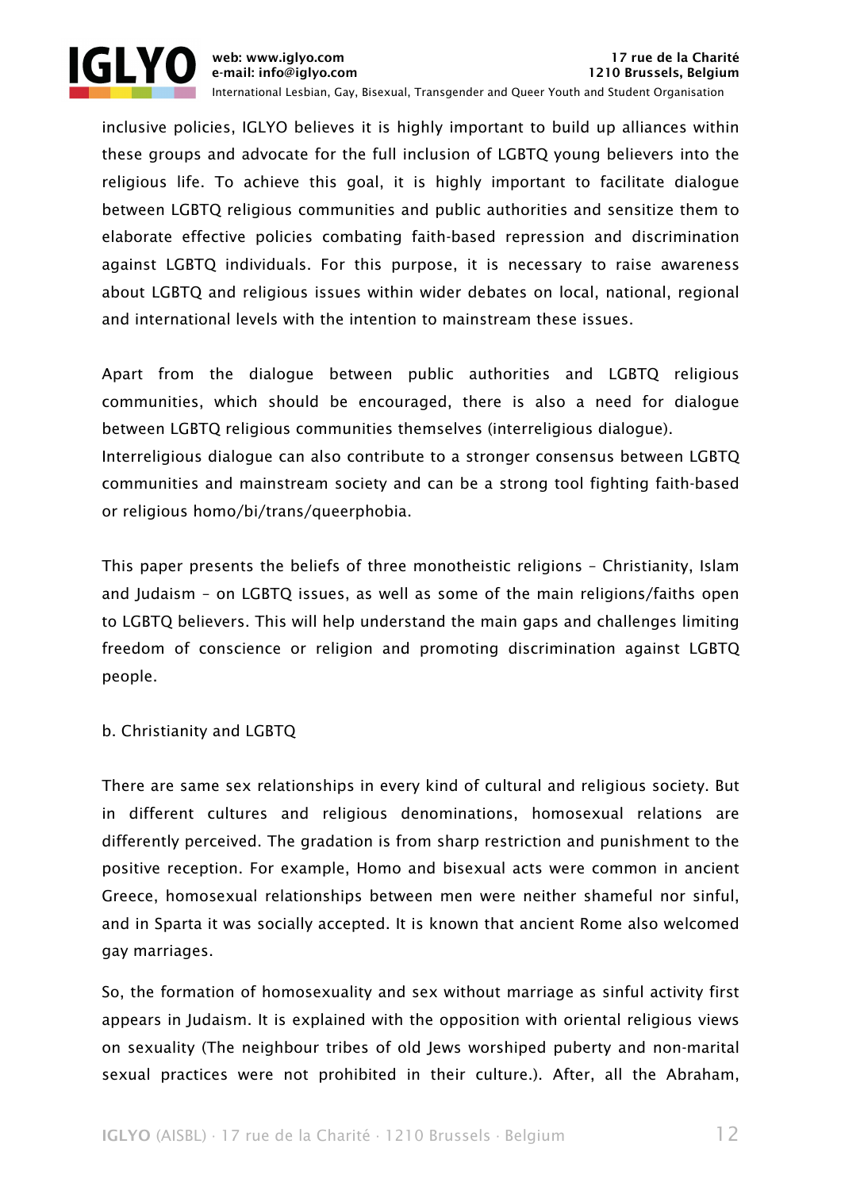inclusive policies, IGLYO believes it is highly important to build up alliances within these groups and advocate for the full inclusion of LGBTQ young believers into the religious life. To achieve this goal, it is highly important to facilitate dialogue between LGBTQ religious communities and public authorities and sensitize them to elaborate effective policies combating faith-based repression and discrimination against LGBTQ individuals. For this purpose, it is necessary to raise awareness about LGBTQ and religious issues within wider debates on local, national, regional and international levels with the intention to mainstream these issues.

Apart from the dialogue between public authorities and LGBTQ religious communities, which should be encouraged, there is also a need for dialogue between LGBTQ religious communities themselves (interreligious dialogue).
Interreligious dialogue can also contribute to a stronger consensus between LGBTQ communities and mainstream society and can be a strong tool fighting faith-based or religious homo/bi/trans/queerphobia.

This paper presents the beliefs of three monotheistic religions – Christianity, Islam and Judaism – on LGBTQ issues, as well as some of the main religions/faiths open to LGBTQ believers. This will help understand the main gaps and challenges limiting freedom of conscience or religion and promoting discrimination against LGBTQ people.

## b. Christianity and LGBTQ

There are same sex relationships in every kind of cultural and religious society. But in different cultures and religious denominations, homosexual relations are differently perceived. The gradation is from sharp restriction and punishment to the positive reception. For example, Homo and bisexual acts were common in ancient Greece, homosexual relationships between men were neither shameful nor sinful, and in Sparta it was socially accepted. It is known that ancient Rome also welcomed gay marriages.

So, the formation of homosexuality and sex without marriage as sinful activity first appears in Judaism. It is explained with the opposition with oriental religious views on sexuality (The neighbour tribes of old Jews worshiped puberty and non-marital sexual practices were not prohibited in their culture.). After, all the Abraham,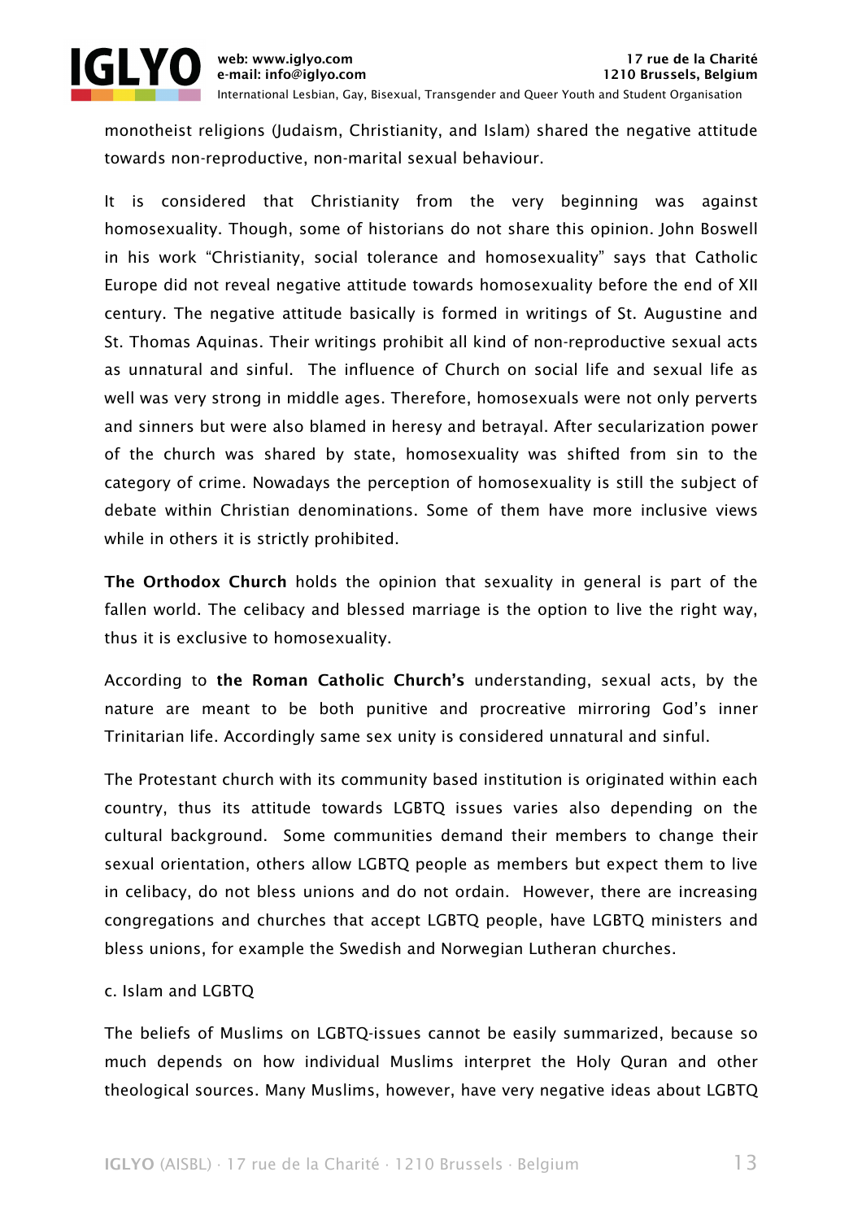monotheist religions (Judaism, Christianity, and Islam) shared the negative attitude towards non-reproductive, non-marital sexual behaviour.

It is considered that Christianity from the very beginning was against homosexuality. Though, some of historians do not share this opinion. John Boswell in his work "Christianity, social tolerance and homosexuality" says that Catholic Europe did not reveal negative attitude towards homosexuality before the end of XII century. The negative attitude basically is formed in writings of St. Augustine and St. Thomas Aquinas. Their writings prohibit all kind of non-reproductive sexual acts as unnatural and sinful. The influence of Church on social life and sexual life as well was very strong in middle ages. Therefore, homosexuals were not only perverts and sinners but were also blamed in heresy and betrayal. After secularization power of the church was shared by state, homosexuality was shifted from sin to the category of crime. Nowadays the perception of homosexuality is still the subject of debate within Christian denominations. Some of them have more inclusive views while in others it is strictly prohibited.

**The Orthodox Church** holds the opinion that sexuality in general is part of the fallen world. The celibacy and blessed marriage is the option to live the right way, thus it is exclusive to homosexuality.

According to **the Roman Catholic Church's** understanding, sexual acts, by the nature are meant to be both punitive and procreative mirroring God's inner Trinitarian life. Accordingly same sex unity is considered unnatural and sinful.

The Protestant church with its community based institution is originated within each country, thus its attitude towards LGBTQ issues varies also depending on the cultural background. Some communities demand their members to change their sexual orientation, others allow LGBTQ people as members but expect them to live in celibacy, do not bless unions and do not ordain. However, there are increasing congregations and churches that accept LGBTQ people, have LGBTQ ministers and bless unions, for example the Swedish and Norwegian Lutheran churches.

c. Islam and LGBTQ

The beliefs of Muslims on LGBTQ-issues cannot be easily summarized, because so much depends on how individual Muslims interpret the Holy Quran and other theological sources. Many Muslims, however, have very negative ideas about LGBTQ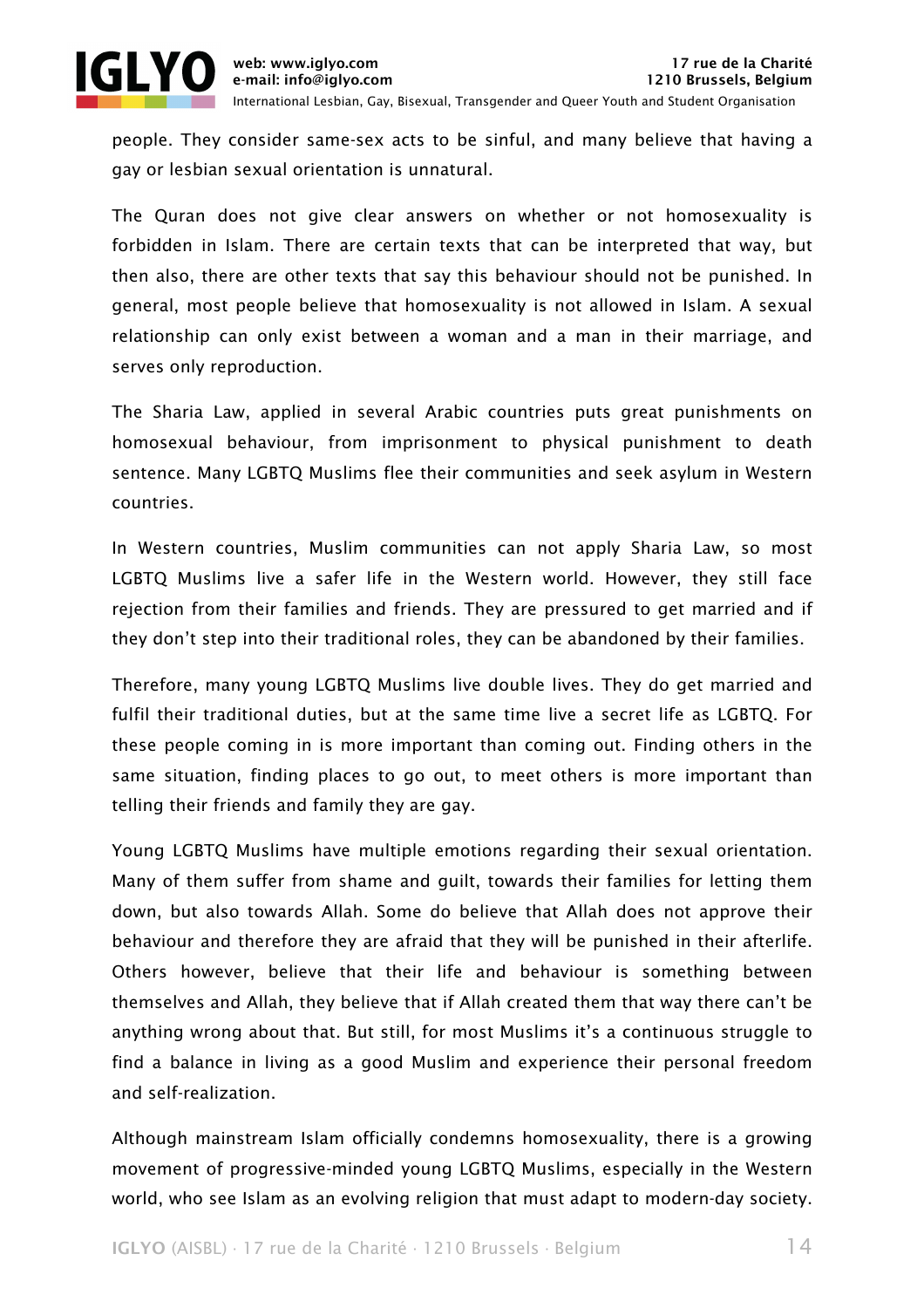people. They consider same-sex acts to be sinful, and many believe that having a gay or lesbian sexual orientation is unnatural.

The Quran does not give clear answers on whether or not homosexuality is forbidden in Islam. There are certain texts that can be interpreted that way, but then also, there are other texts that say this behaviour should not be punished. In general, most people believe that homosexuality is not allowed in Islam. A sexual relationship can only exist between a woman and a man in their marriage, and serves only reproduction.

The Sharia Law, applied in several Arabic countries puts great punishments on homosexual behaviour, from imprisonment to physical punishment to death sentence. Many LGBTQ Muslims flee their communities and seek asylum in Western countries.

In Western countries, Muslim communities can not apply Sharia Law, so most LGBTQ Muslims live a safer life in the Western world. However, they still face rejection from their families and friends. They are pressured to get married and if they don't step into their traditional roles, they can be abandoned by their families.

Therefore, many young LGBTQ Muslims live double lives. They do get married and fulfil their traditional duties, but at the same time live a secret life as LGBTQ. For these people coming in is more important than coming out. Finding others in the same situation, finding places to go out, to meet others is more important than telling their friends and family they are gay.

Young LGBTQ Muslims have multiple emotions regarding their sexual orientation. Many of them suffer from shame and guilt, towards their families for letting them down, but also towards Allah. Some do believe that Allah does not approve their behaviour and therefore they are afraid that they will be punished in their afterlife. Others however, believe that their life and behaviour is something between themselves and Allah, they believe that if Allah created them that way there can't be anything wrong about that. But still, for most Muslims it's a continuous struggle to find a balance in living as a good Muslim and experience their personal freedom and self-realization.

Although mainstream Islam officially condemns homosexuality, there is a growing movement of progressive-minded young LGBTQ Muslims, especially in the Western world, who see Islam as an evolving religion that must adapt to modern-day society.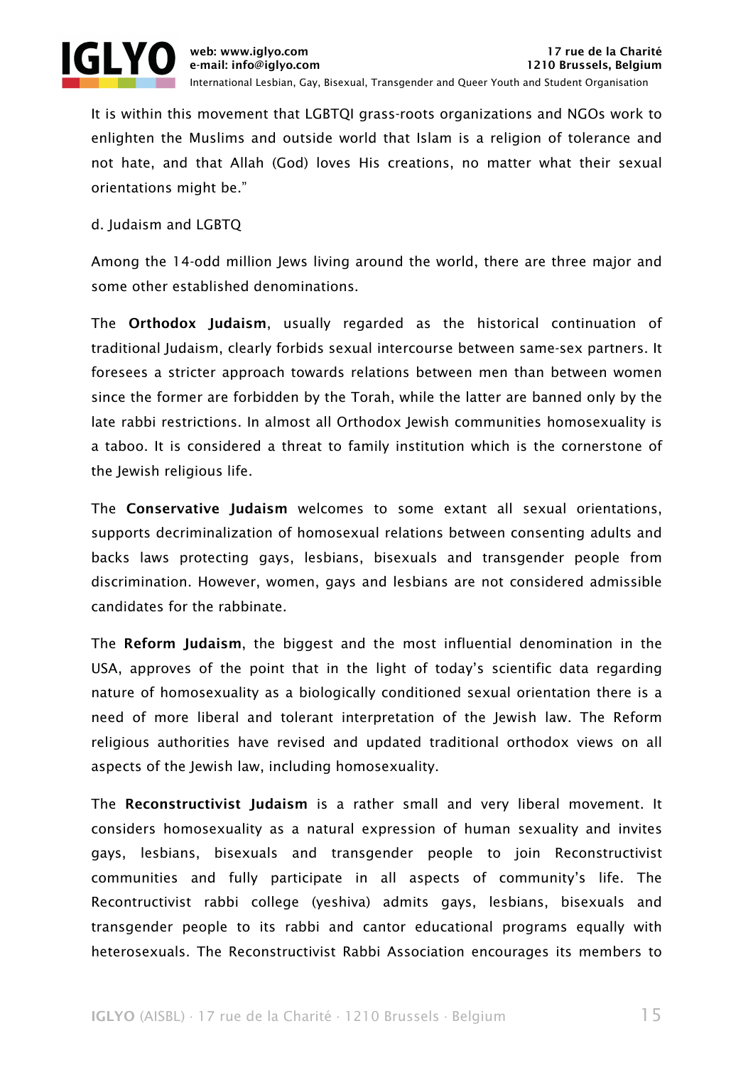It is within this movement that LGBTQI grass-roots organizations and NGOs work to enlighten the Muslims and outside world that Islam is a religion of tolerance and not hate, and that Allah (God) loves His creations, no matter what their sexual orientations might be."

d. Judaism and LGBTQ

Among the 14-odd million Jews living around the world, there are three major and some other established denominations.

The **Orthodox Judaism**, usually regarded as the historical continuation of traditional Judaism, clearly forbids sexual intercourse between same-sex partners. It foresees a stricter approach towards relations between men than between women since the former are forbidden by the Torah, while the latter are banned only by the late rabbi restrictions. In almost all Orthodox Jewish communities homosexuality is a taboo. It is considered a threat to family institution which is the cornerstone of the Jewish religious life.

The **Conservative Judaism** welcomes to some extant all sexual orientations, supports decriminalization of homosexual relations between consenting adults and backs laws protecting gays, lesbians, bisexuals and transgender people from discrimination. However, women, gays and lesbians are not considered admissible candidates for the rabbinate.

The **Reform Judaism**, the biggest and the most influential denomination in the USA, approves of the point that in the light of today's scientific data regarding nature of homosexuality as a biologically conditioned sexual orientation there is a need of more liberal and tolerant interpretation of the Jewish law. The Reform religious authorities have revised and updated traditional orthodox views on all aspects of the Jewish law, including homosexuality.

The **Reconstructivist Judaism** is a rather small and very liberal movement. It considers homosexuality as a natural expression of human sexuality and invites gays, lesbians, bisexuals and transgender people to join Reconstructivist communities and fully participate in all aspects of community's life. The Recontructivist rabbi college (yeshiva) admits gays, lesbians, bisexuals and transgender people to its rabbi and cantor educational programs equally with heterosexuals. The Reconstructivist Rabbi Association encourages its members to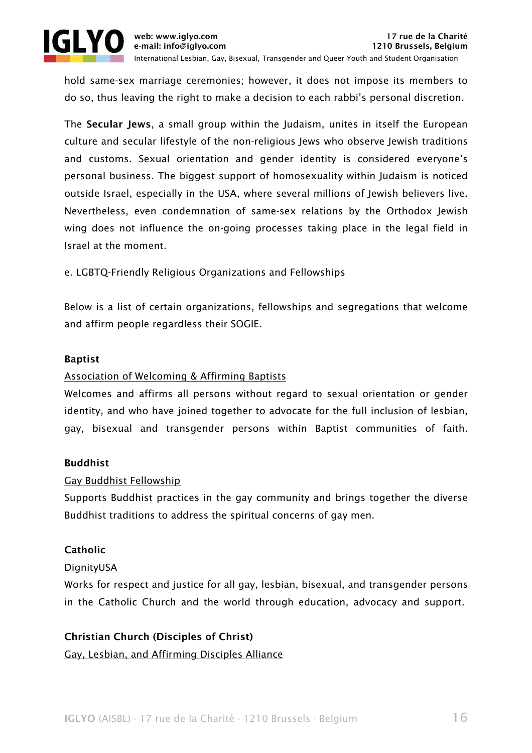hold same-sex marriage ceremonies; however, it does not impose its members to do so, thus leaving the right to make a decision to each rabbi's personal discretion.

The **Secular Jews**, a small group within the Judaism, unites in itself the European culture and secular lifestyle of the non-religious Jews who observe Jewish traditions and customs. Sexual orientation and gender identity is considered everyone's personal business. The biggest support of homosexuality within Judaism is noticed outside Israel, especially in the USA, where several millions of Jewish believers live. Nevertheless, even condemnation of same-sex relations by the Orthodox Jewish wing does not influence the on-going processes taking place in the legal field in Israel at the moment.

e. LGBTQ-Friendly Religious Organizations and Fellowships

Below is a list of certain organizations, fellowships and segregations that welcome and affirm people regardless their SOGIE.

**Baptist**

Association of Welcoming & Affirming Baptists

Welcomes and affirms all persons without regard to sexual orientation or gender identity, and who have joined together to advocate for the full inclusion of lesbian, gay, bisexual and transgender persons within Baptist communities of faith.

**Buddhist**

Gay Buddhist Fellowship

Supports Buddhist practices in the gay community and brings together the diverse Buddhist traditions to address the spiritual concerns of gay men.

**Catholic**

DignityUSA

Works for respect and justice for all gay, lesbian, bisexual, and transgender persons in the Catholic Church and the world through education, advocacy and support.

**Christian Church (Disciples of Christ)**

Gay, Lesbian, and Affirming Disciples Alliance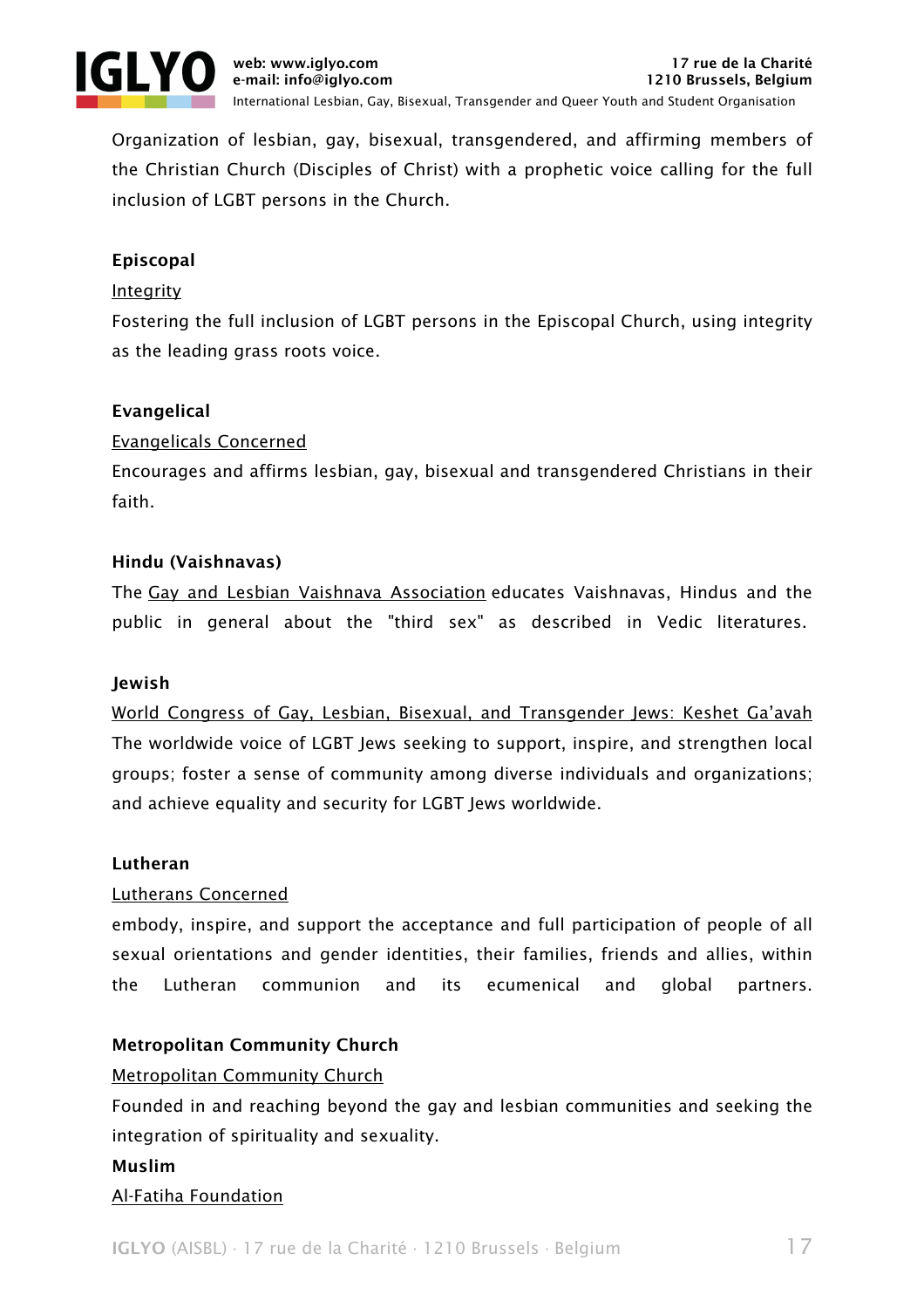Organization of lesbian, gay, bisexual, transgendered, and affirming members of the Christian Church (Disciples of Christ) with a prophetic voice calling for the full inclusion of LGBT persons in the Church.

**Episcopal**

Integrity

Fostering the full inclusion of LGBT persons in the Episcopal Church, using integrity as the leading grass roots voice.

**Evangelical**

Evangelicals Concerned

Encourages and affirms lesbian, gay, bisexual and transgendered Christians in their faith.

**Hindu (Vaishnavas)**

The Gay and Lesbian Vaishnava Association educates Vaishnavas, Hindus and the public in general about the "third sex" as described in Vedic literatures.

**Jewish**

World Congress of Gay, Lesbian, Bisexual, and Transgender Jews: Keshet Ga'avah

The worldwide voice of LGBT Jews seeking to support, inspire, and strengthen local groups; foster a sense of community among diverse individuals and organizations; and achieve equality and security for LGBT Jews worldwide.

**Lutheran**

Lutherans Concerned

embody, inspire, and support the acceptance and full participation of people of all sexual orientations and gender identities, their families, friends and allies, within the Lutheran communion and its ecumenical and global partners.

**Metropolitan Community Church**

Metropolitan Community Church

Founded in and reaching beyond the gay and lesbian communities and seeking the integration of spirituality and sexuality.

**Muslim**

Al-Fatiha Foundation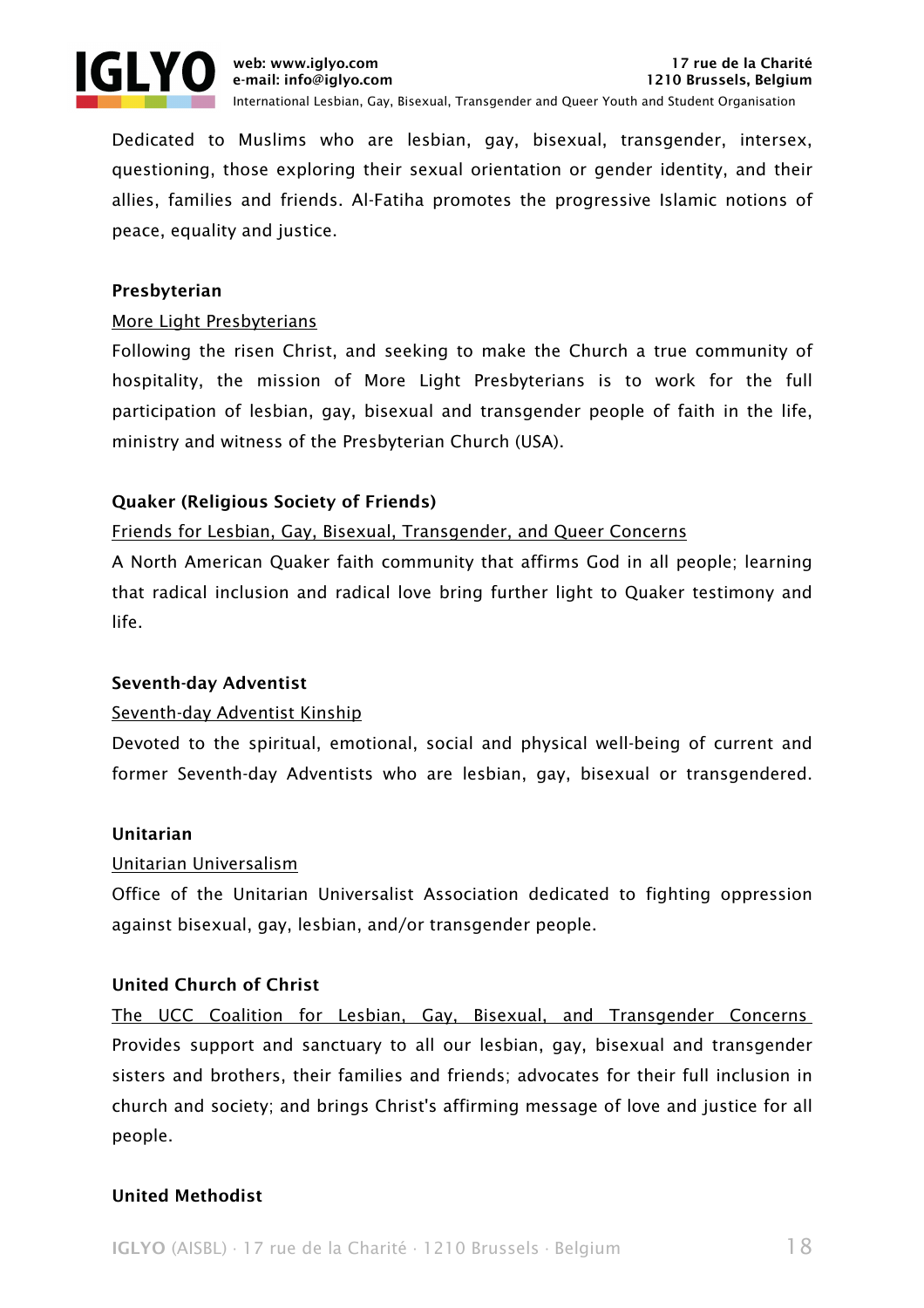Dedicated to Muslims who are lesbian, gay, bisexual, transgender, intersex, questioning, those exploring their sexual orientation or gender identity, and their allies, families and friends. Al-Fatiha promotes the progressive Islamic notions of peace, equality and justice.

**Presbyterian**

More Light Presbyterians

Following the risen Christ, and seeking to make the Church a true community of hospitality, the mission of More Light Presbyterians is to work for the full participation of lesbian, gay, bisexual and transgender people of faith in the life, ministry and witness of the Presbyterian Church (USA).

**Quaker (Religious Society of Friends)**

Friends for Lesbian, Gay, Bisexual, Transgender, and Queer Concerns

A North American Quaker faith community that affirms God in all people; learning that radical inclusion and radical love bring further light to Quaker testimony and life.

**Seventh-day Adventist**

Seventh-day Adventist Kinship

Devoted to the spiritual, emotional, social and physical well-being of current and former Seventh-day Adventists who are lesbian, gay, bisexual or transgendered.

**Unitarian**

Unitarian Universalism

Office of the Unitarian Universalist Association dedicated to fighting oppression against bisexual, gay, lesbian, and/or transgender people.

**United Church of Christ**

The UCC Coalition for Lesbian, Gay, Bisexual, and Transgender Concerns

Provides support and sanctuary to all our lesbian, gay, bisexual and transgender sisters and brothers, their families and friends; advocates for their full inclusion in church and society; and brings Christ's affirming message of love and justice for all people.

**United Methodist**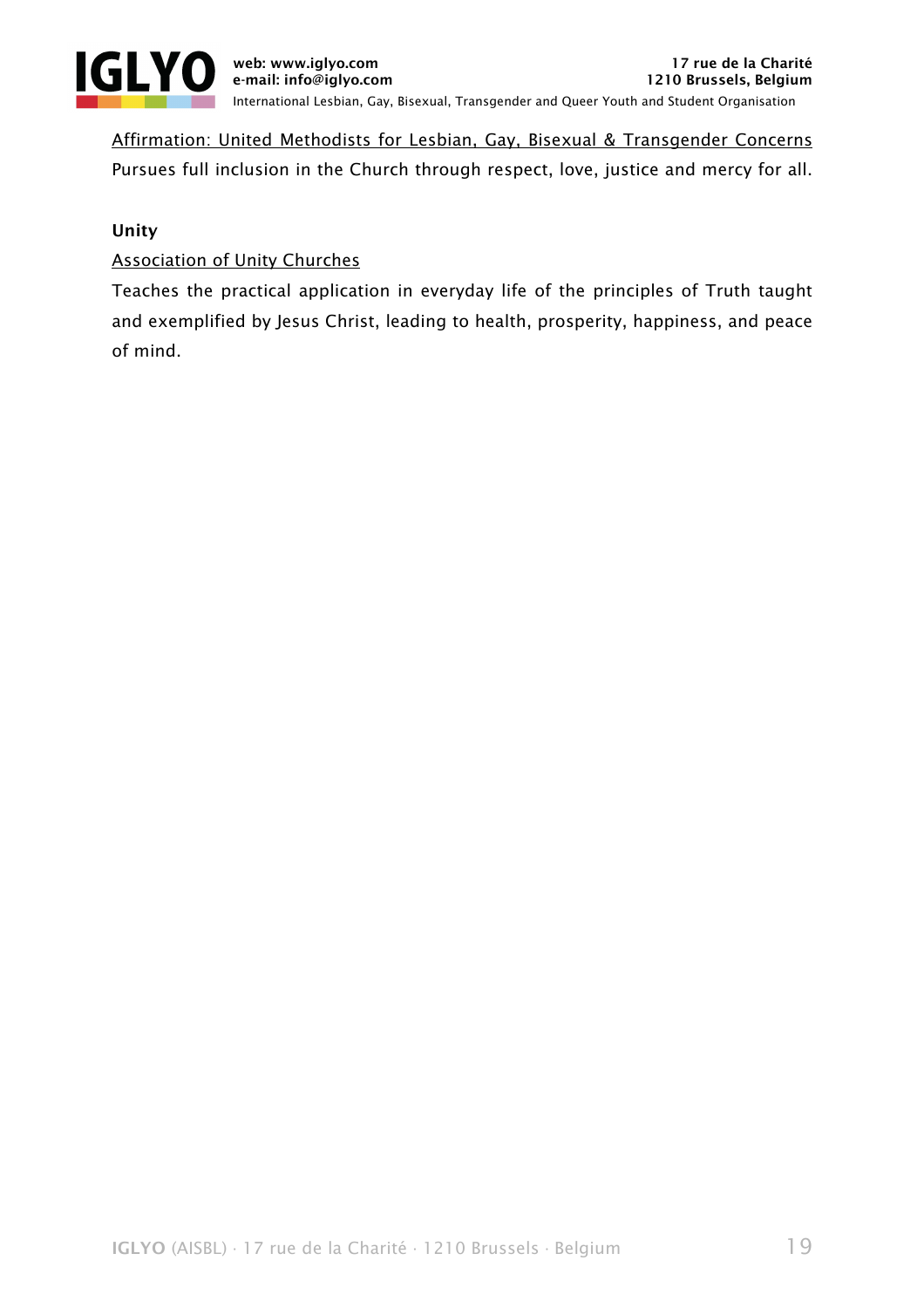Affirmation: United Methodists for Lesbian, Gay, Bisexual & Transgender Concerns

Pursues full inclusion in the Church through respect, love, justice and mercy for all.

**Unity**

Association of Unity Churches

Teaches the practical application in everyday life of the principles of Truth taught and exemplified by Jesus Christ, leading to health, prosperity, happiness, and peace of mind.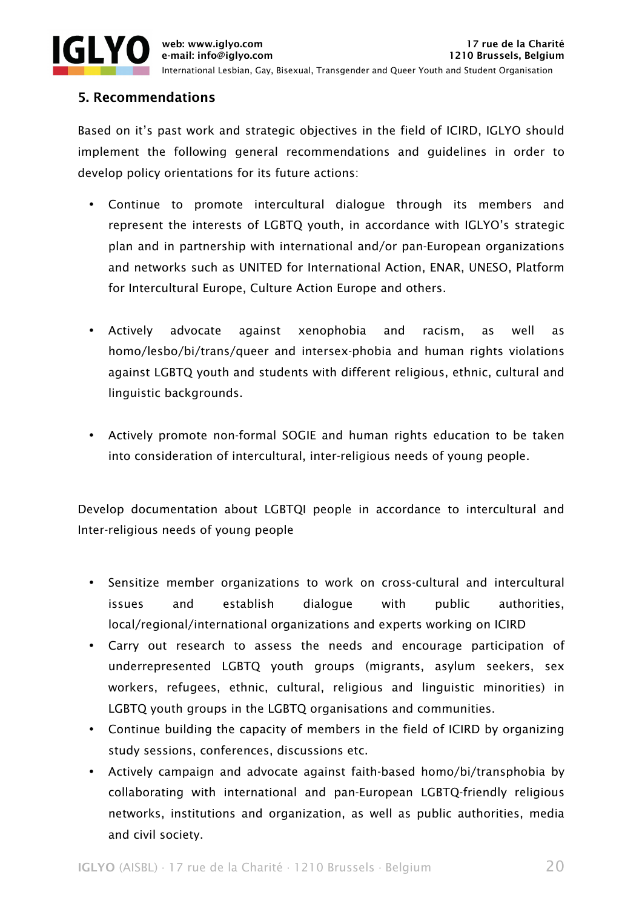## 5. Recommendations

Based on it's past work and strategic objectives in the field of ICIRD, IGLYO should implement the following general recommendations and guidelines in order to develop policy orientations for its future actions:

- Continue to promote intercultural dialogue through its members and represent the interests of LGBTQ youth, in accordance with IGLYO's strategic plan and in partnership with international and/or pan-European organizations and networks such as UNITED for International Action, ENAR, UNESO, Platform for Intercultural Europe, Culture Action Europe and others.

- Actively advocate against xenophobia and racism, as well as homo/lesbo/bi/trans/queer and intersex-phobia and human rights violations against LGBTQ youth and students with different religious, ethnic, cultural and linguistic backgrounds.

- Actively promote non-formal SOGIE and human rights education to be taken into consideration of intercultural, inter-religious needs of young people.

Develop documentation about LGBTQI people in accordance to intercultural and Inter-religious needs of young people

- Sensitize member organizations to work on cross-cultural and intercultural issues and establish dialogue with public authorities, local/regional/international organizations and experts working on ICIRD
- Carry out research to assess the needs and encourage participation of underrepresented LGBTQ youth groups (migrants, asylum seekers, sex workers, refugees, ethnic, cultural, religious and linguistic minorities) in LGBTQ youth groups in the LGBTQ organisations and communities.
- Continue building the capacity of members in the field of ICIRD by organizing study sessions, conferences, discussions etc.
- Actively campaign and advocate against faith-based homo/bi/transphobia by collaborating with international and pan-European LGBTQ-friendly religious networks, institutions and organization, as well as public authorities, media and civil society.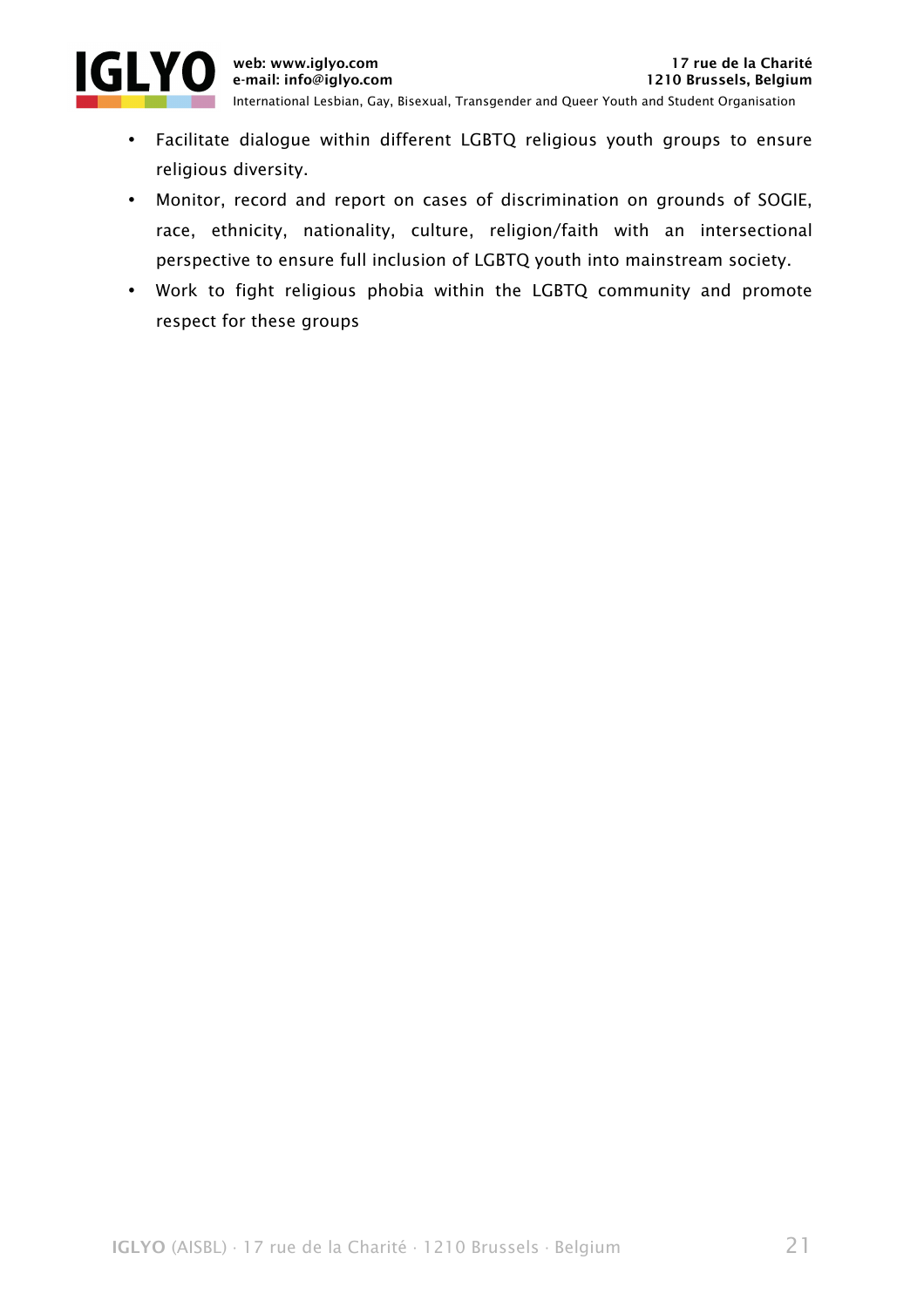- Facilitate dialogue within different LGBTQ religious youth groups to ensure religious diversity.
- Monitor, record and report on cases of discrimination on grounds of SOGIE, race, ethnicity, nationality, culture, religion/faith with an intersectional perspective to ensure full inclusion of LGBTQ youth into mainstream society.
- Work to fight religious phobia within the LGBTQ community and promote respect for these groups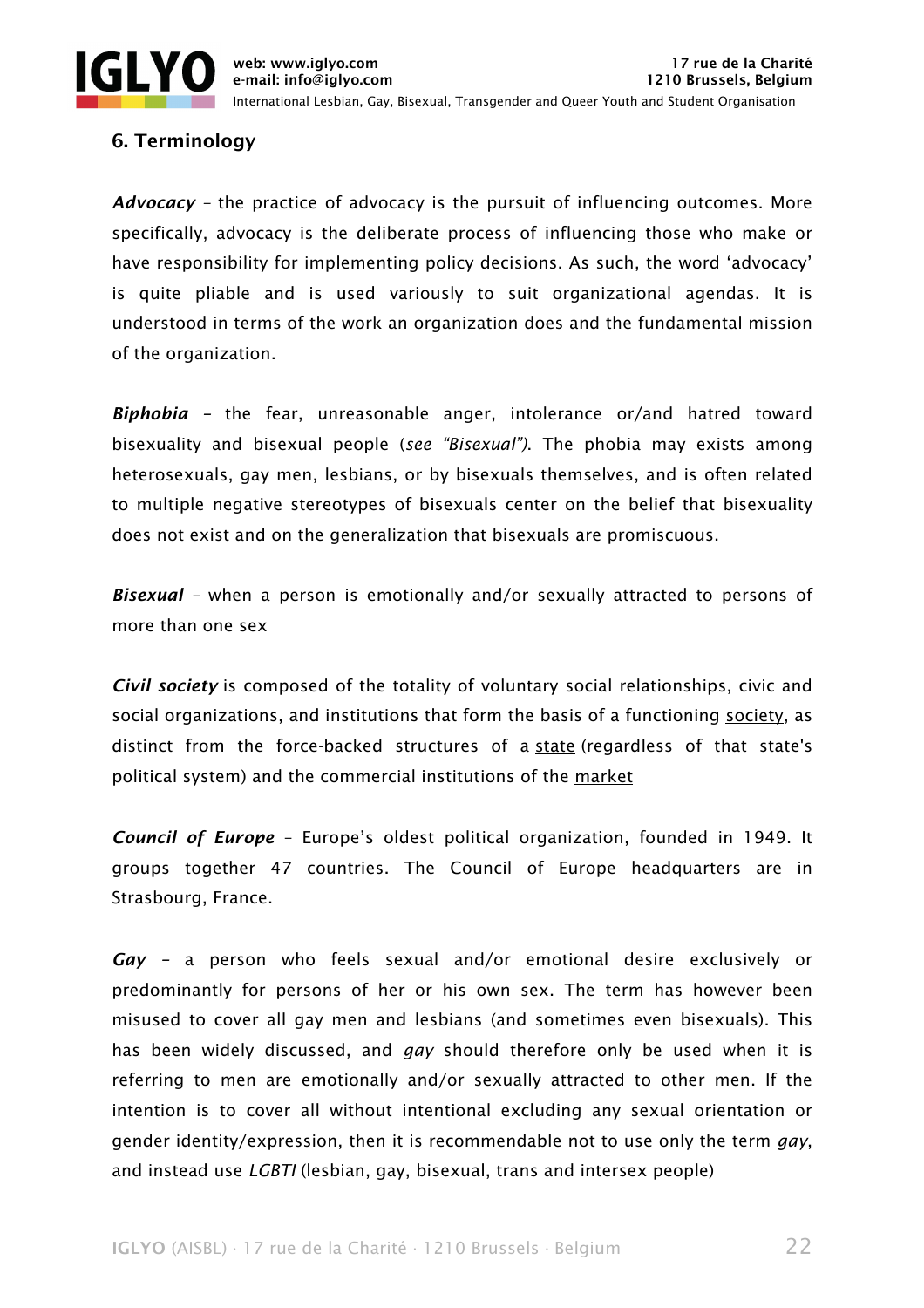## 6. Terminology

***Advocacy*** – the practice of advocacy is the pursuit of influencing outcomes. More specifically, advocacy is the deliberate process of influencing those who make or have responsibility for implementing policy decisions. As such, the word 'advocacy' is quite pliable and is used variously to suit organizational agendas. It is understood in terms of the work an organization does and the fundamental mission of the organization.

***Biphobia*** – the fear, unreasonable anger, intolerance or/and hatred toward bisexuality and bisexual people (*see "Bisexual")*. The phobia may exists among heterosexuals, gay men, lesbians, or by bisexuals themselves, and is often related to multiple negative stereotypes of bisexuals center on the belief that bisexuality does not exist and on the generalization that bisexuals are promiscuous.

***Bisexual*** – when a person is emotionally and/or sexually attracted to persons of more than one sex

***Civil society*** is composed of the totality of voluntary social relationships, civic and social organizations, and institutions that form the basis of a functioning society, as distinct from the force-backed structures of a state (regardless of that state's political system) and the commercial institutions of the market

***Council of Europe*** – Europe's oldest political organization, founded in 1949. It groups together 47 countries. The Council of Europe headquarters are in Strasbourg, France.

***Gay*** – a person who feels sexual and/or emotional desire exclusively or predominantly for persons of her or his own sex. The term has however been misused to cover all gay men and lesbians (and sometimes even bisexuals). This has been widely discussed, and *gay* should therefore only be used when it is referring to men are emotionally and/or sexually attracted to other men. If the intention is to cover all without intentional excluding any sexual orientation or gender identity/expression, then it is recommendable not to use only the term *gay*, and instead use *LGBTI* (lesbian, gay, bisexual, trans and intersex people)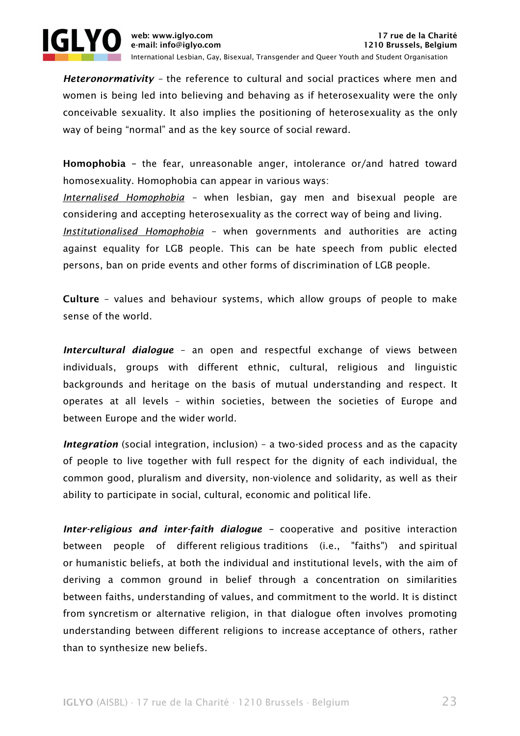***Heteronormativity*** – the reference to cultural and social practices where men and women is being led into believing and behaving as if heterosexuality were the only conceivable sexuality. It also implies the positioning of heterosexuality as the only way of being "normal" and as the key source of social reward.

**Homophobia** – the fear, unreasonable anger, intolerance or/and hatred toward homosexuality. Homophobia can appear in various ways:
<u>*Internalised Homophobia*</u> – when lesbian, gay men and bisexual people are considering and accepting heterosexuality as the correct way of being and living.
<u>*Institutionalised Homophobia*</u> – when governments and authorities are acting against equality for LGB people. This can be hate speech from public elected persons, ban on pride events and other forms of discrimination of LGB people.

**Culture** – values and behaviour systems, which allow groups of people to make sense of the world.

***Intercultural dialogue*** – an open and respectful exchange of views between individuals, groups with different ethnic, cultural, religious and linguistic backgrounds and heritage on the basis of mutual understanding and respect. It operates at all levels – within societies, between the societies of Europe and between Europe and the wider world.

***Integration*** (social integration, inclusion) – a two-sided process and as the capacity of people to live together with full respect for the dignity of each individual, the common good, pluralism and diversity, non-violence and solidarity, as well as their ability to participate in social, cultural, economic and political life.

***Inter-religious and inter-faith dialogue*** – cooperative and positive interaction between people of different religious traditions (i.e., "faiths") and spiritual or humanistic beliefs, at both the individual and institutional levels, with the aim of deriving a common ground in belief through a concentration on similarities between faiths, understanding of values, and commitment to the world. It is distinct from syncretism or alternative religion, in that dialogue often involves promoting understanding between different religions to increase acceptance of others, rather than to synthesize new beliefs.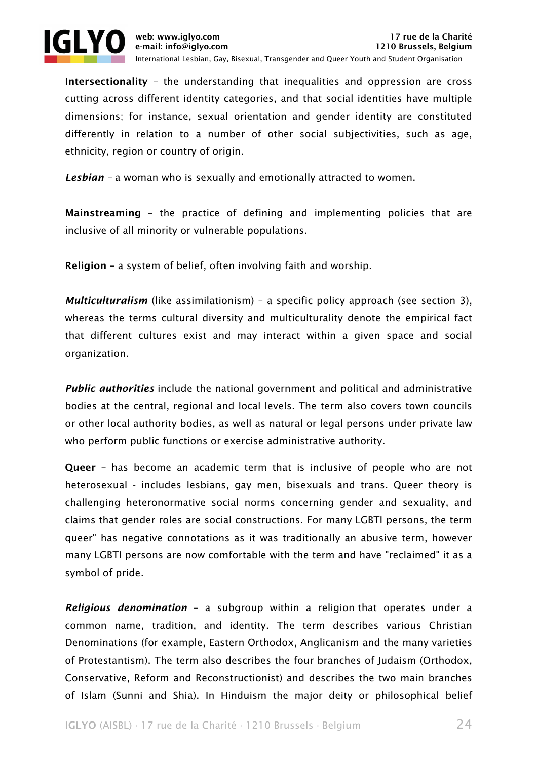**Intersectionality** – the understanding that inequalities and oppression are cross cutting across different identity categories, and that social identities have multiple dimensions; for instance, sexual orientation and gender identity are constituted differently in relation to a number of other social subjectivities, such as age, ethnicity, region or country of origin.

***Lesbian*** – a woman who is sexually and emotionally attracted to women.

**Mainstreaming** – the practice of defining and implementing policies that are inclusive of all minority or vulnerable populations.

**Religion** – a system of belief, often involving faith and worship.

***Multiculturalism*** (like assimilationism) – a specific policy approach (see section 3), whereas the terms cultural diversity and multiculturality denote the empirical fact that different cultures exist and may interact within a given space and social organization.

***Public authorities*** include the national government and political and administrative bodies at the central, regional and local levels. The term also covers town councils or other local authority bodies, as well as natural or legal persons under private law who perform public functions or exercise administrative authority.

**Queer** – has become an academic term that is inclusive of people who are not heterosexual - includes lesbians, gay men, bisexuals and trans. Queer theory is challenging heteronormative social norms concerning gender and sexuality, and claims that gender roles are social constructions. For many LGBTI persons, the term queer" has negative connotations as it was traditionally an abusive term, however many LGBTI persons are now comfortable with the term and have "reclaimed" it as a symbol of pride.

***Religious denomination*** – a subgroup within a religion that operates under a common name, tradition, and identity. The term describes various Christian Denominations (for example, Eastern Orthodox, Anglicanism and the many varieties of Protestantism). The term also describes the four branches of Judaism (Orthodox, Conservative, Reform and Reconstructionist) and describes the two main branches of Islam (Sunni and Shia). In Hinduism the major deity or philosophical belief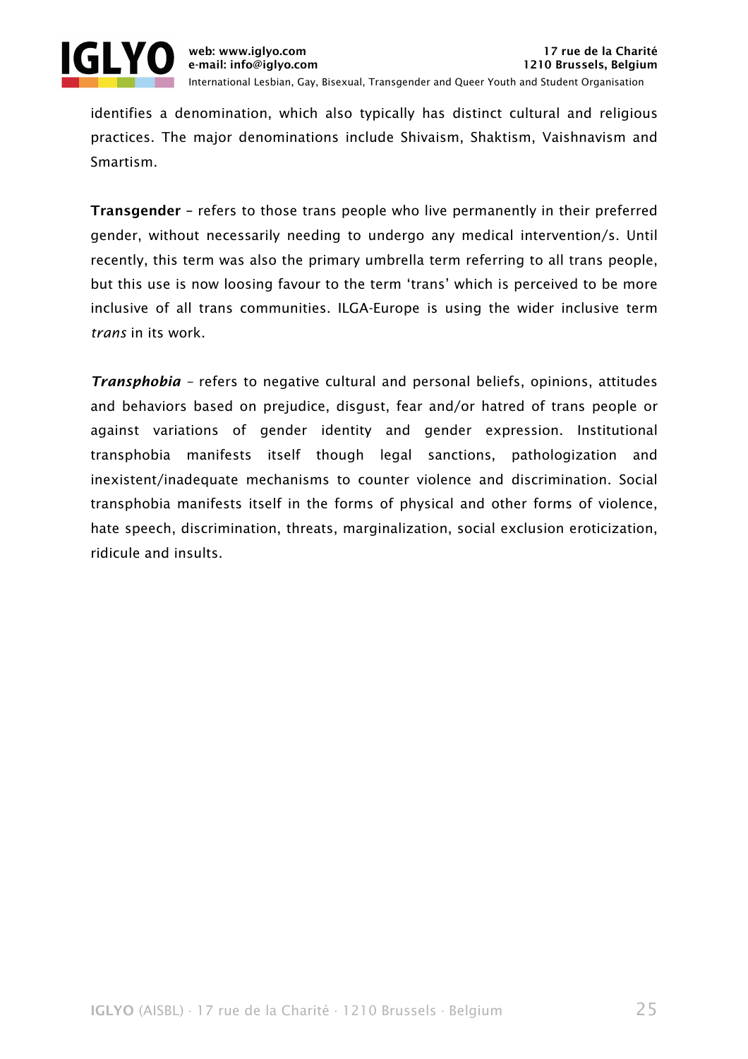identifies a denomination, which also typically has distinct cultural and religious practices. The major denominations include Shivaism, Shaktism, Vaishnavism and Smartism.

**Transgender** – refers to those trans people who live permanently in their preferred gender, without necessarily needing to undergo any medical intervention/s. Until recently, this term was also the primary umbrella term referring to all trans people, but this use is now loosing favour to the term 'trans' which is perceived to be more inclusive of all trans communities. ILGA-Europe is using the wider inclusive term *trans* in its work.

***Transphobia*** – refers to negative cultural and personal beliefs, opinions, attitudes and behaviors based on prejudice, disgust, fear and/or hatred of trans people or against variations of gender identity and gender expression. Institutional transphobia manifests itself though legal sanctions, pathologization and inexistent/inadequate mechanisms to counter violence and discrimination. Social transphobia manifests itself in the forms of physical and other forms of violence, hate speech, discrimination, threats, marginalization, social exclusion eroticization, ridicule and insults.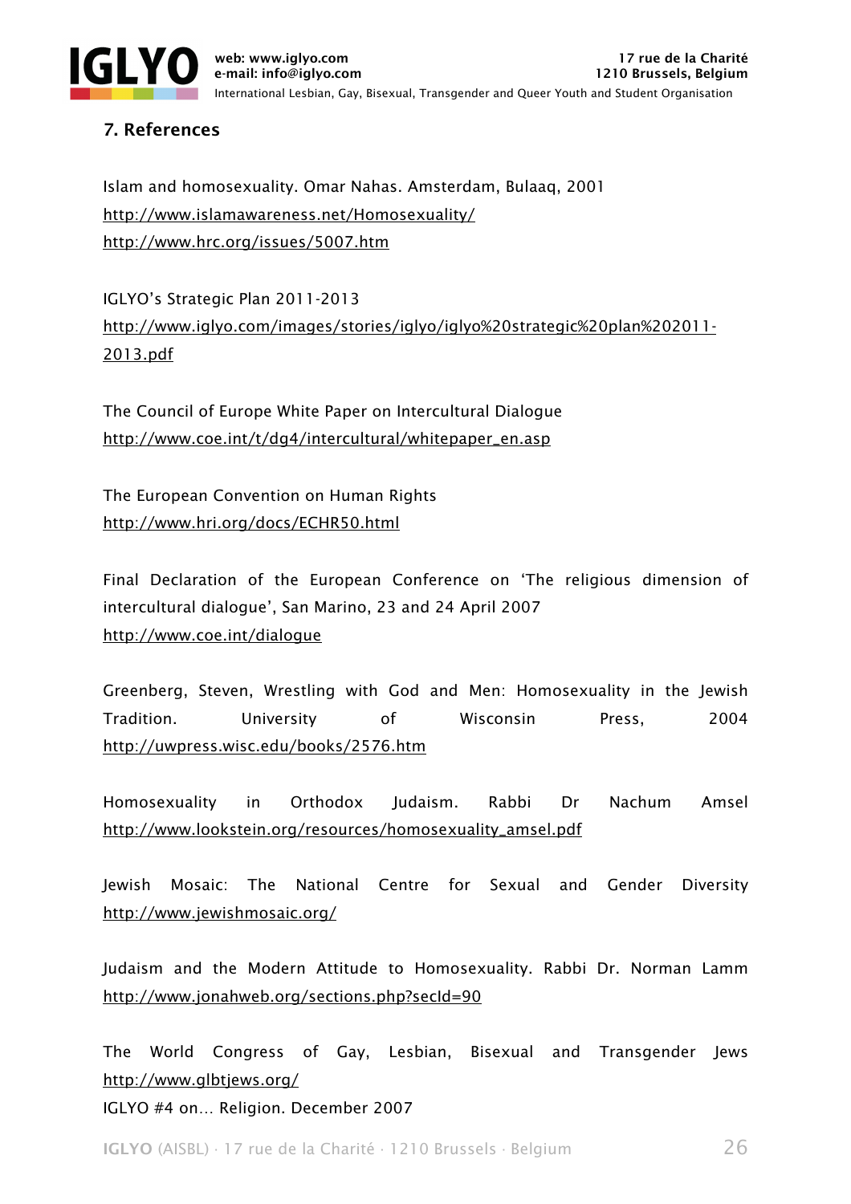## 7. References

Islam and homosexuality. Omar Nahas. Amsterdam, Bulaaq, 2001
http://www.islamawareness.net/Homosexuality/
http://www.hrc.org/issues/5007.htm

IGLYO's Strategic Plan 2011-2013
http://www.iglyo.com/images/stories/iglyo/iglyo%20strategic%20plan%202011-2013.pdf

The Council of Europe White Paper on Intercultural Dialogue
http://www.coe.int/t/dg4/intercultural/whitepaper_en.asp

The European Convention on Human Rights
http://www.hri.org/docs/ECHR50.html

Final Declaration of the European Conference on 'The religious dimension of intercultural dialogue', San Marino, 23 and 24 April 2007
http://www.coe.int/dialogue

Greenberg, Steven, Wrestling with God and Men: Homosexuality in the Jewish Tradition. University of Wisconsin Press, 2004
http://uwpress.wisc.edu/books/2576.htm

Homosexuality in Orthodox Judaism. Rabbi Dr Nachum Amsel
http://www.lookstein.org/resources/homosexuality_amsel.pdf

Jewish Mosaic: The National Centre for Sexual and Gender Diversity
http://www.jewishmosaic.org/

Judaism and the Modern Attitude to Homosexuality. Rabbi Dr. Norman Lamm
http://www.jonahweb.org/sections.php?secId=90

The World Congress of Gay, Lesbian, Bisexual and Transgender Jews
http://www.glbtjews.org/
IGLYO #4 on… Religion. December 2007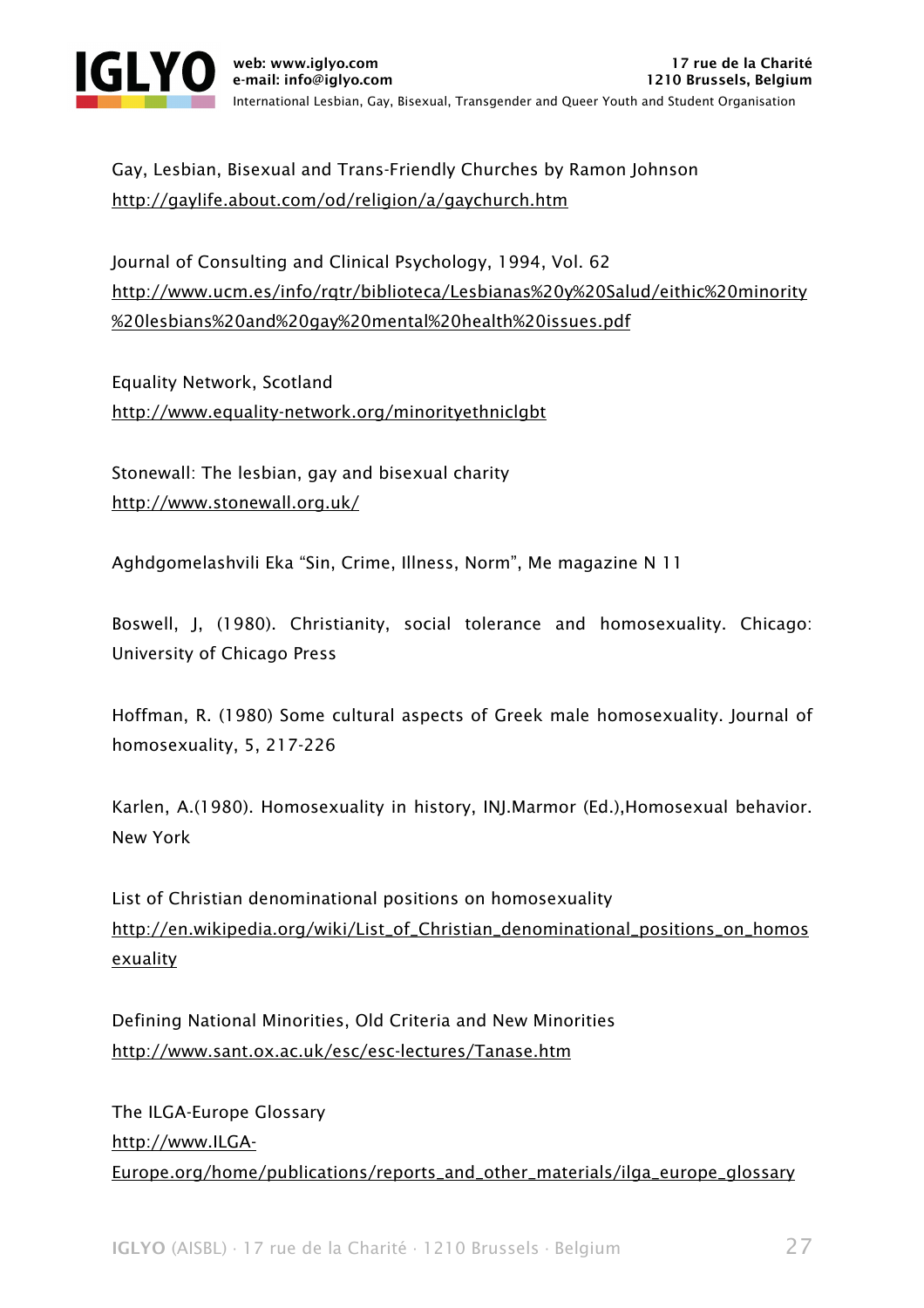Gay, Lesbian, Bisexual and Trans-Friendly Churches by Ramon Johnson
http://gaylife.about.com/od/religion/a/gaychurch.htm

Journal of Consulting and Clinical Psychology, 1994, Vol. 62
http://www.ucm.es/info/rqtr/biblioteca/Lesbianas%20y%20Salud/eithic%20minority%20lesbians%20and%20gay%20mental%20health%20issues.pdf

Equality Network, Scotland
http://www.equality-network.org/minorityethniclgbt

Stonewall: The lesbian, gay and bisexual charity
http://www.stonewall.org.uk/

Aghdgomelashvili Eka "Sin, Crime, Illness, Norm", Me magazine N 11

Boswell, J, (1980). Christianity, social tolerance and homosexuality. Chicago: University of Chicago Press

Hoffman, R. (1980) Some cultural aspects of Greek male homosexuality. Journal of homosexuality, 5, 217-226

Karlen, A.(1980). Homosexuality in history, INJ.Marmor (Ed.),Homosexual behavior. New York

List of Christian denominational positions on homosexuality
http://en.wikipedia.org/wiki/List_of_Christian_denominational_positions_on_homosexuality

Defining National Minorities, Old Criteria and New Minorities
http://www.sant.ox.ac.uk/esc/esc-lectures/Tanase.htm

The ILGA-Europe Glossary
http://www.ILGA-Europe.org/home/publications/reports_and_other_materials/ilga_europe_glossary